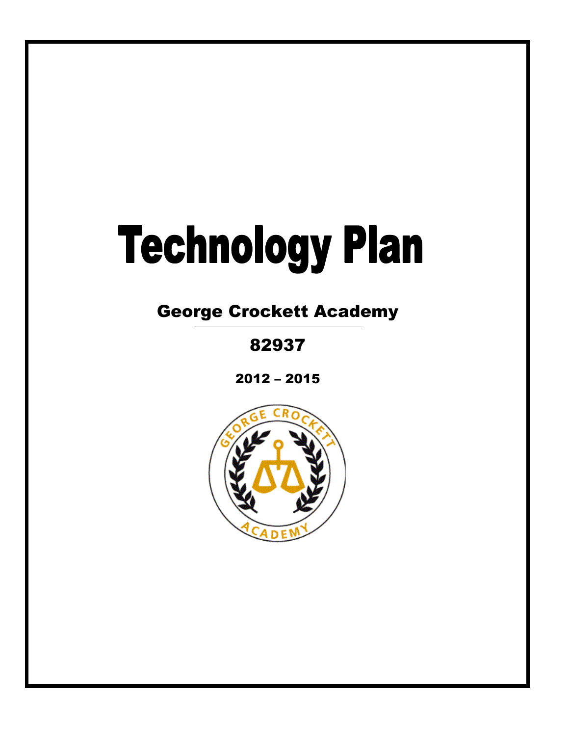# Technology Plan

## George Crockett Academy

82937

2012 – 2015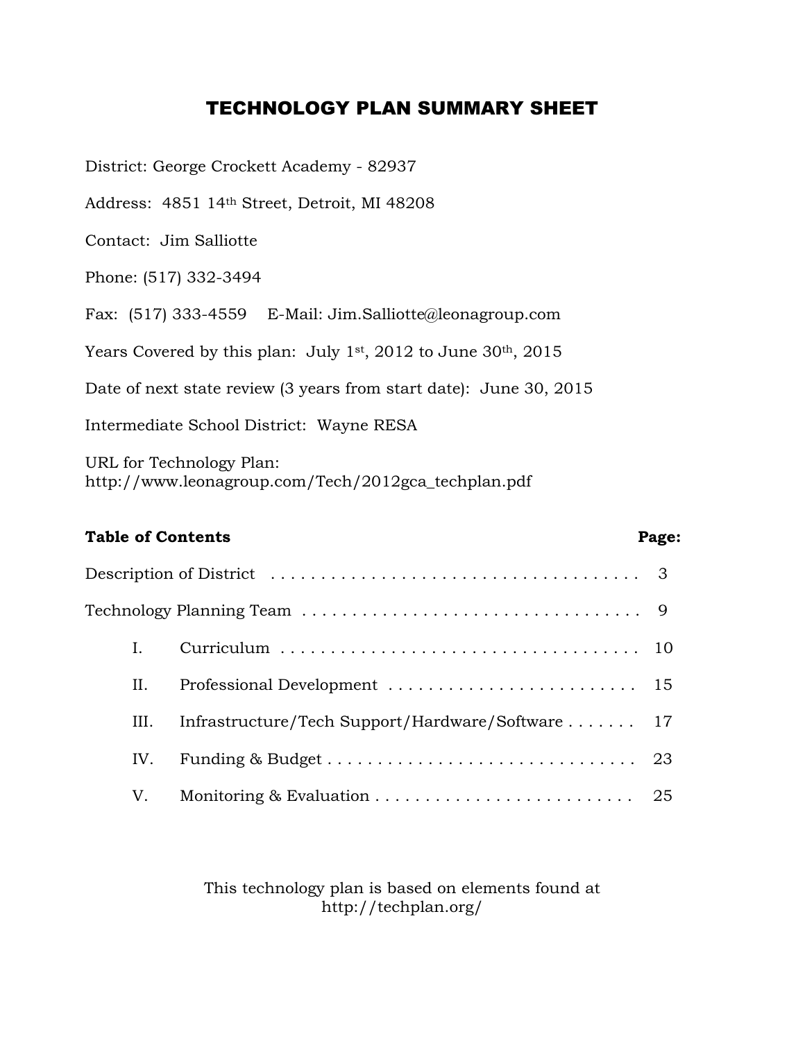# TECHNOLOGY PLAN SUMMARY SHEET

District: George Crockett Academy - 82937

Address: 4851 14th Street, Detroit, MI 48208

Contact: Jim Salliotte

Phone: (517) 332-3494

Fax: (517) 333-4559 E-Mail: Jim.Salliotte@leonagroup.com

Years Covered by this plan: July 1st, 2012 to June 30th, 2015

Date of next state review (3 years from start date): June 30, 2015

Intermediate School District: Wayne RESA

URL for Technology Plan:
http://www.leonagroup.com/Tech/2012gca_techplan.pdf

| **Table of Contents** | **Page:** |
|---|---|
| Description of District | 3 |
| Technology Planning Team | 9 |
| I. Curriculum | 10 |
| II. Professional Development | 15 |
| III. Infrastructure/Tech Support/Hardware/Software | 17 |
| IV. Funding & Budget | 23 |
| V. Monitoring & Evaluation | 25 |

This technology plan is based on elements found at
http://techplan.org/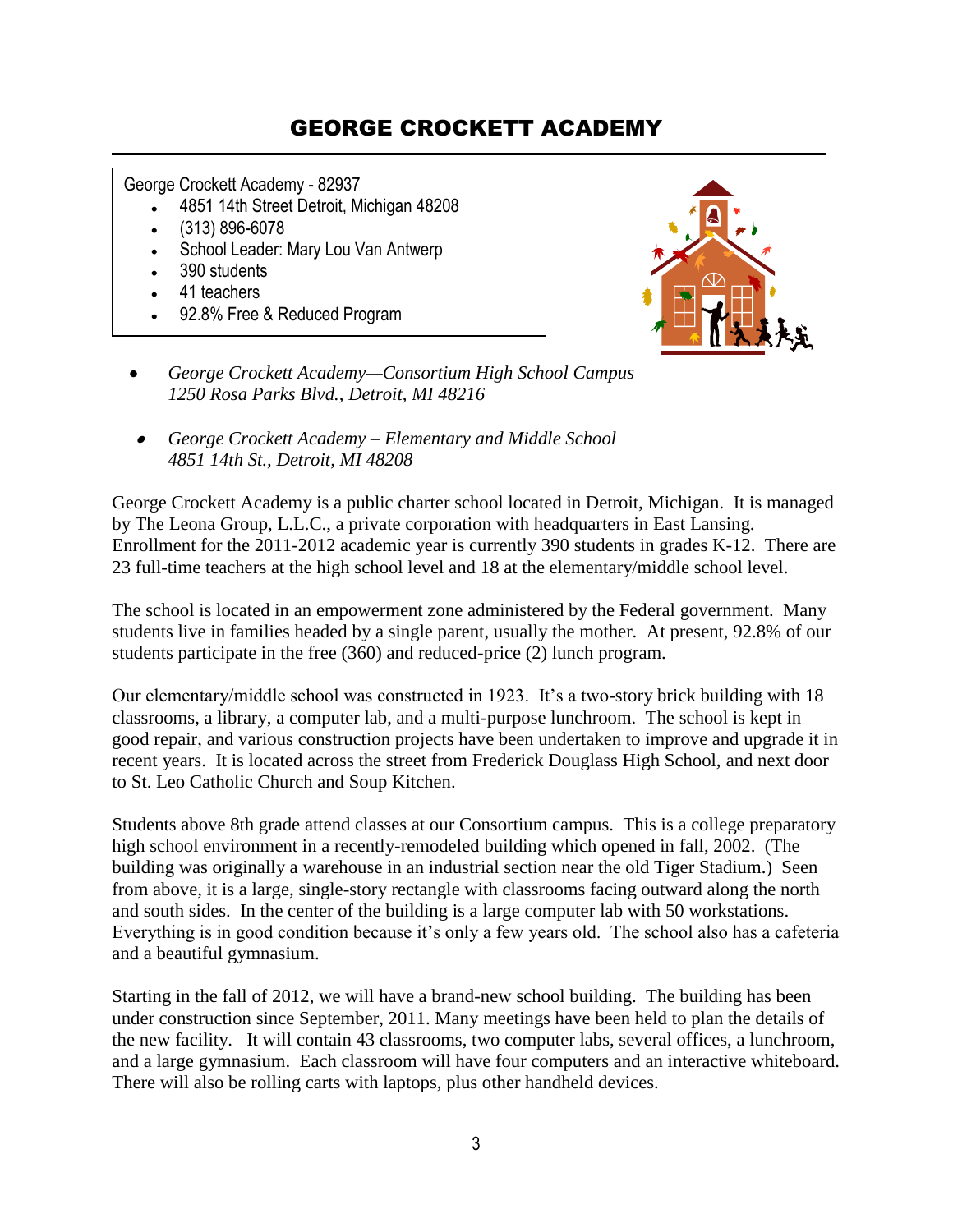# GEORGE CROCKETT ACADEMY

George Crockett Academy - 82937

- 4851 14th Street Detroit, Michigan 48208
- (313) 896-6078
- School Leader: Mary Lou Van Antwerp
- 390 students
- 41 teachers
- 92.8% Free & Reduced Program

- *George Crockett Academy—Consortium High School Campus*
  *1250 Rosa Parks Blvd., Detroit, MI 48216*
- *George Crockett Academy – Elementary and Middle School*
  *4851 14th St., Detroit, MI 48208*

George Crockett Academy is a public charter school located in Detroit, Michigan. It is managed by The Leona Group, L.L.C., a private corporation with headquarters in East Lansing. Enrollment for the 2011-2012 academic year is currently 390 students in grades K-12. There are 23 full-time teachers at the high school level and 18 at the elementary/middle school level.

The school is located in an empowerment zone administered by the Federal government. Many students live in families headed by a single parent, usually the mother. At present, 92.8% of our students participate in the free (360) and reduced-price (2) lunch program.

Our elementary/middle school was constructed in 1923. It's a two-story brick building with 18 classrooms, a library, a computer lab, and a multi-purpose lunchroom. The school is kept in good repair, and various construction projects have been undertaken to improve and upgrade it in recent years. It is located across the street from Frederick Douglass High School, and next door to St. Leo Catholic Church and Soup Kitchen.

Students above 8th grade attend classes at our Consortium campus. This is a college preparatory high school environment in a recently-remodeled building which opened in fall, 2002. (The building was originally a warehouse in an industrial section near the old Tiger Stadium.) Seen from above, it is a large, single-story rectangle with classrooms facing outward along the north and south sides. In the center of the building is a large computer lab with 50 workstations. Everything is in good condition because it's only a few years old. The school also has a cafeteria and a beautiful gymnasium.

Starting in the fall of 2012, we will have a brand-new school building. The building has been under construction since September, 2011. Many meetings have been held to plan the details of the new facility. It will contain 43 classrooms, two computer labs, several offices, a lunchroom, and a large gymnasium. Each classroom will have four computers and an interactive whiteboard. There will also be rolling carts with laptops, plus other handheld devices.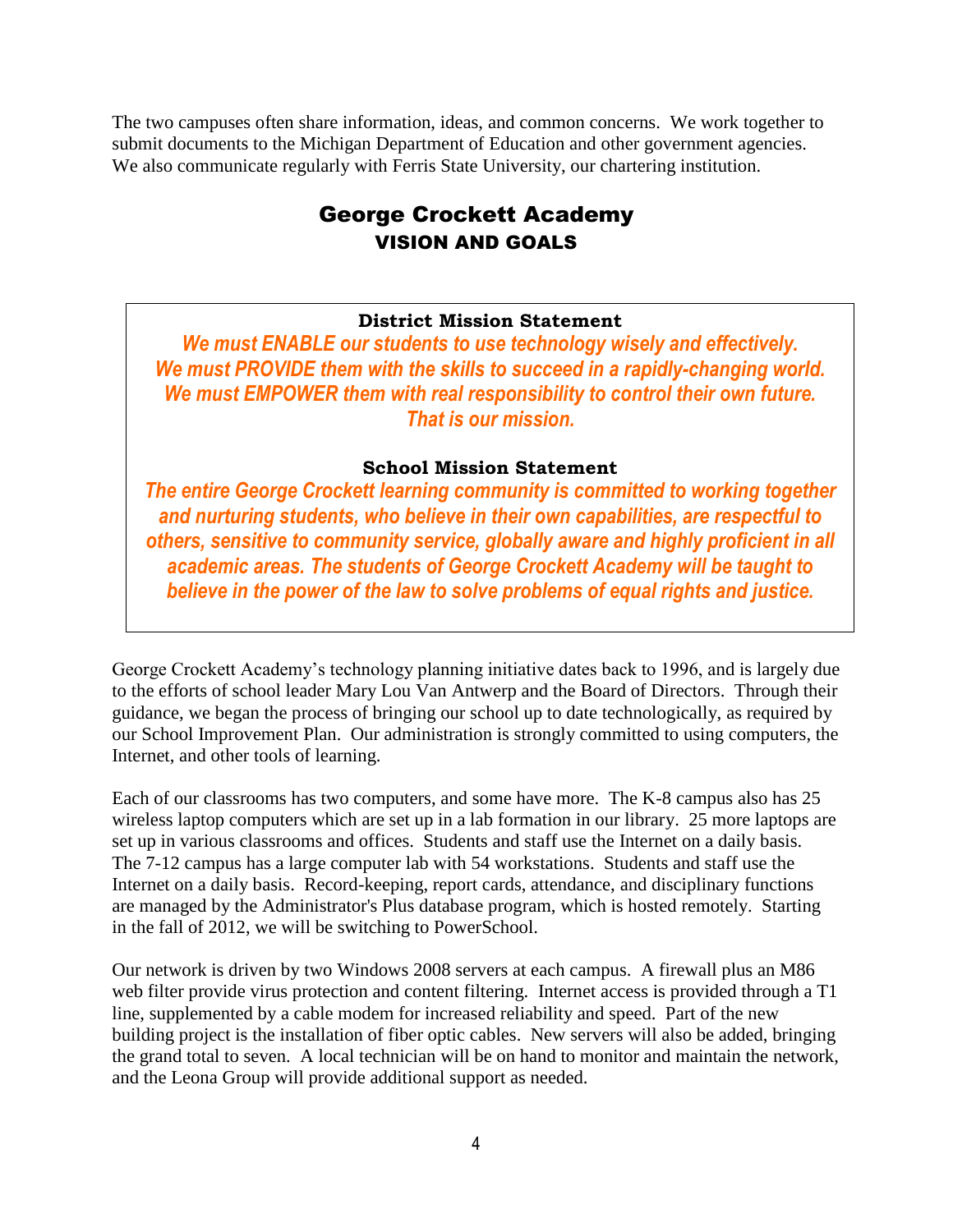The two campuses often share information, ideas, and common concerns. We work together to submit documents to the Michigan Department of Education and other government agencies. We also communicate regularly with Ferris State University, our chartering institution.

## George Crockett Academy
### VISION AND GOALS

**District Mission Statement**

***We must ENABLE our students to use technology wisely and effectively.***
***We must PROVIDE them with the skills to succeed in a rapidly-changing world.***
***We must EMPOWER them with real responsibility to control their own future.***
***That is our mission.***

**School Mission Statement**

***The entire George Crockett learning community is committed to working together and nurturing students, who believe in their own capabilities, are respectful to others, sensitive to community service, globally aware and highly proficient in all academic areas. The students of George Crockett Academy will be taught to believe in the power of the law to solve problems of equal rights and justice.***

George Crockett Academy's technology planning initiative dates back to 1996, and is largely due to the efforts of school leader Mary Lou Van Antwerp and the Board of Directors. Through their guidance, we began the process of bringing our school up to date technologically, as required by our School Improvement Plan. Our administration is strongly committed to using computers, the Internet, and other tools of learning.

Each of our classrooms has two computers, and some have more. The K-8 campus also has 25 wireless laptop computers which are set up in a lab formation in our library. 25 more laptops are set up in various classrooms and offices. Students and staff use the Internet on a daily basis. The 7-12 campus has a large computer lab with 54 workstations. Students and staff use the Internet on a daily basis. Record-keeping, report cards, attendance, and disciplinary functions are managed by the Administrator's Plus database program, which is hosted remotely. Starting in the fall of 2012, we will be switching to PowerSchool.

Our network is driven by two Windows 2008 servers at each campus. A firewall plus an M86 web filter provide virus protection and content filtering. Internet access is provided through a T1 line, supplemented by a cable modem for increased reliability and speed. Part of the new building project is the installation of fiber optic cables. New servers will also be added, bringing the grand total to seven. A local technician will be on hand to monitor and maintain the network, and the Leona Group will provide additional support as needed.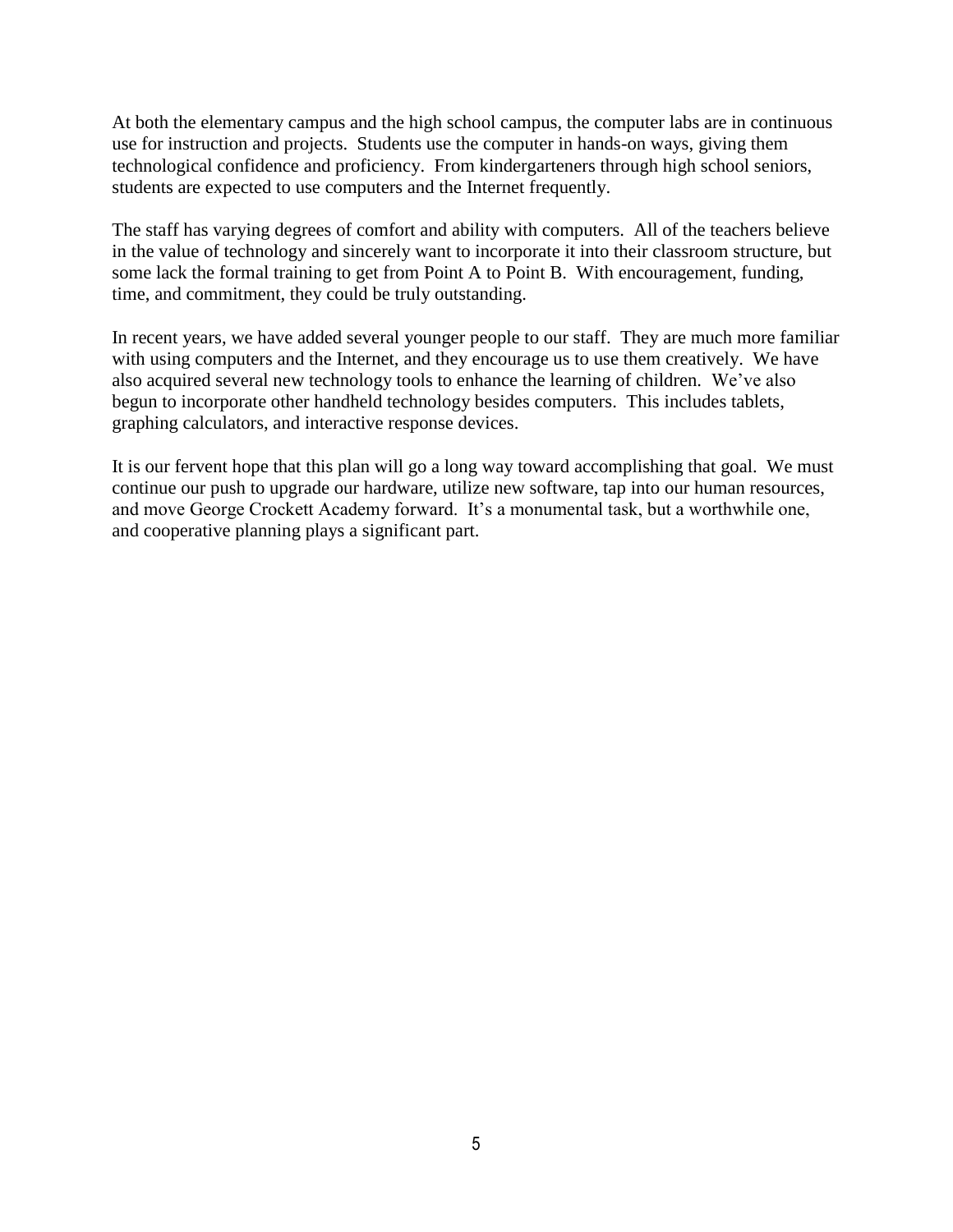At both the elementary campus and the high school campus, the computer labs are in continuous use for instruction and projects. Students use the computer in hands-on ways, giving them technological confidence and proficiency. From kindergarteners through high school seniors, students are expected to use computers and the Internet frequently.

The staff has varying degrees of comfort and ability with computers. All of the teachers believe in the value of technology and sincerely want to incorporate it into their classroom structure, but some lack the formal training to get from Point A to Point B. With encouragement, funding, time, and commitment, they could be truly outstanding.

In recent years, we have added several younger people to our staff. They are much more familiar with using computers and the Internet, and they encourage us to use them creatively. We have also acquired several new technology tools to enhance the learning of children. We've also begun to incorporate other handheld technology besides computers. This includes tablets, graphing calculators, and interactive response devices.

It is our fervent hope that this plan will go a long way toward accomplishing that goal. We must continue our push to upgrade our hardware, utilize new software, tap into our human resources, and move George Crockett Academy forward. It's a monumental task, but a worthwhile one, and cooperative planning plays a significant part.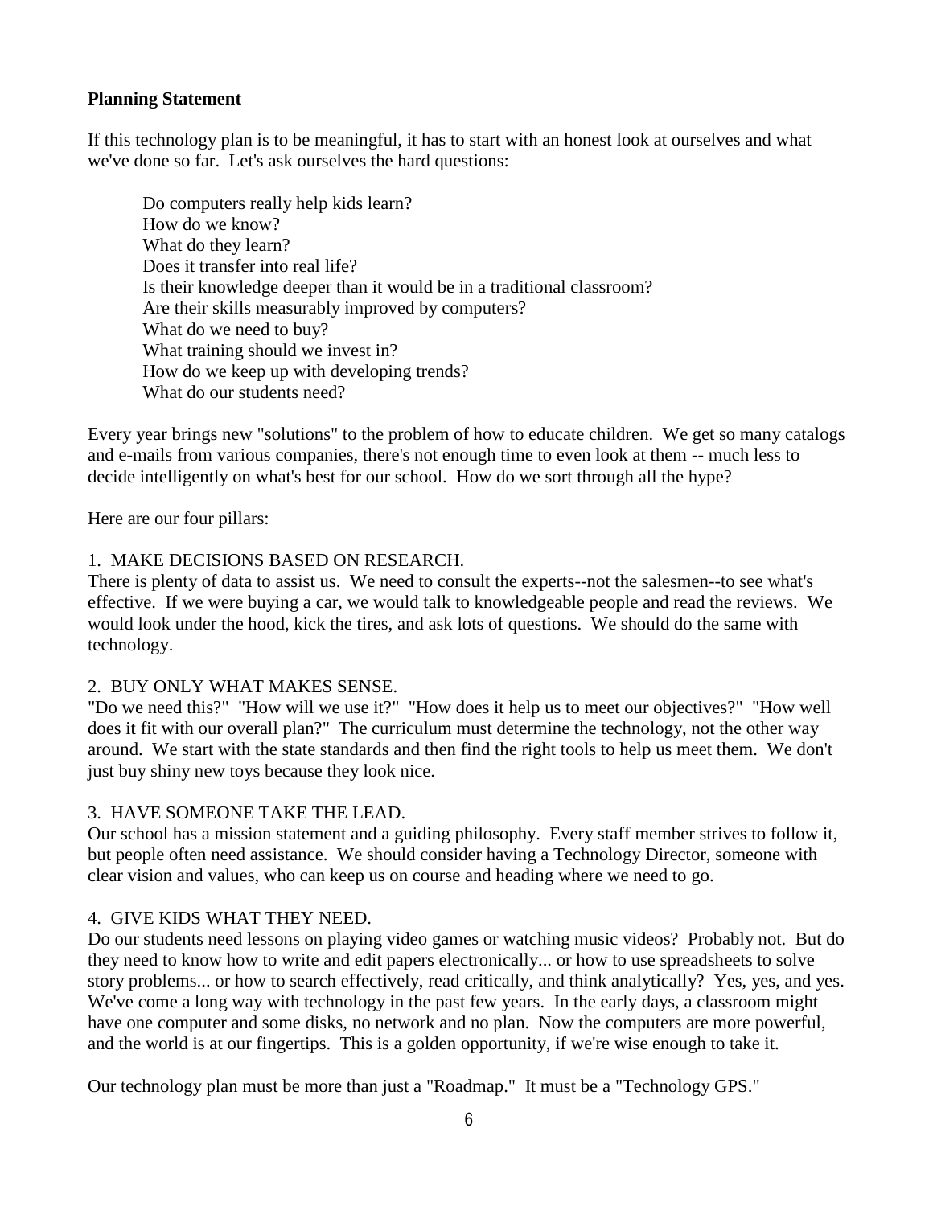**Planning Statement**

If this technology plan is to be meaningful, it has to start with an honest look at ourselves and what we've done so far. Let's ask ourselves the hard questions:

> Do computers really help kids learn?
> How do we know?
> What do they learn?
> Does it transfer into real life?
> Is their knowledge deeper than it would be in a traditional classroom?
> Are their skills measurably improved by computers?
> What do we need to buy?
> What training should we invest in?
> How do we keep up with developing trends?
> What do our students need?

Every year brings new "solutions" to the problem of how to educate children. We get so many catalogs and e-mails from various companies, there's not enough time to even look at them -- much less to decide intelligently on what's best for our school. How do we sort through all the hype?

Here are our four pillars:

1. MAKE DECISIONS BASED ON RESEARCH.
There is plenty of data to assist us. We need to consult the experts--not the salesmen--to see what's effective. If we were buying a car, we would talk to knowledgeable people and read the reviews. We would look under the hood, kick the tires, and ask lots of questions. We should do the same with technology.

2. BUY ONLY WHAT MAKES SENSE.
"Do we need this?" "How will we use it?" "How does it help us to meet our objectives?" "How well does it fit with our overall plan?" The curriculum must determine the technology, not the other way around. We start with the state standards and then find the right tools to help us meet them. We don't just buy shiny new toys because they look nice.

3. HAVE SOMEONE TAKE THE LEAD.
Our school has a mission statement and a guiding philosophy. Every staff member strives to follow it, but people often need assistance. We should consider having a Technology Director, someone with clear vision and values, who can keep us on course and heading where we need to go.

4. GIVE KIDS WHAT THEY NEED.
Do our students need lessons on playing video games or watching music videos? Probably not. But do they need to know how to write and edit papers electronically... or how to use spreadsheets to solve story problems... or how to search effectively, read critically, and think analytically? Yes, yes, and yes. We've come a long way with technology in the past few years. In the early days, a classroom might have one computer and some disks, no network and no plan. Now the computers are more powerful, and the world is at our fingertips. This is a golden opportunity, if we're wise enough to take it.

Our technology plan must be more than just a "Roadmap." It must be a "Technology GPS."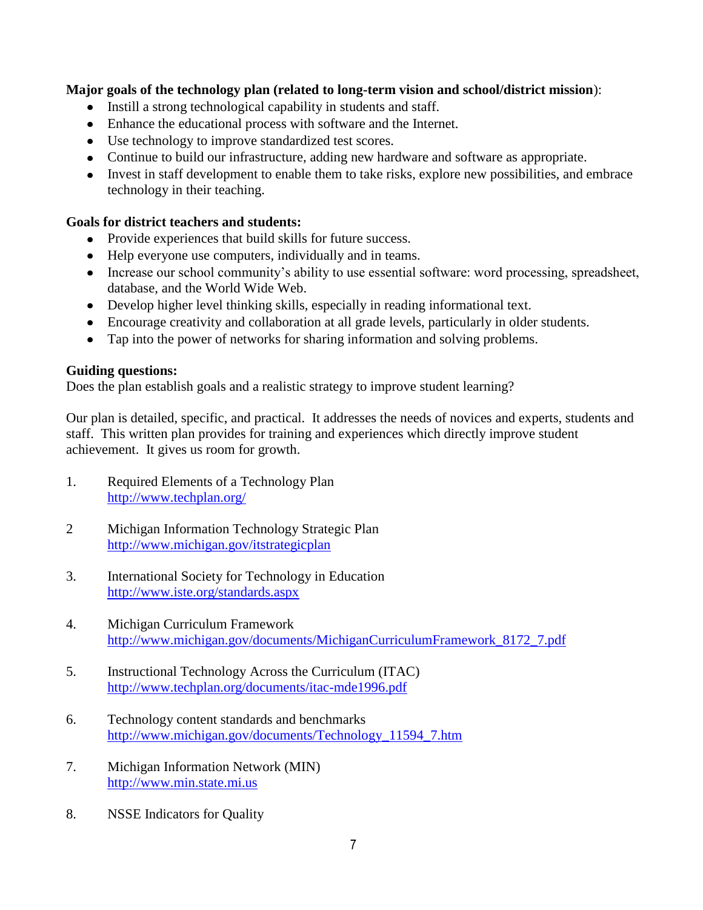**Major goals of the technology plan (related to long-term vision and school/district mission)**:

- Instill a strong technological capability in students and staff.
- Enhance the educational process with software and the Internet.
- Use technology to improve standardized test scores.
- Continue to build our infrastructure, adding new hardware and software as appropriate.
- Invest in staff development to enable them to take risks, explore new possibilities, and embrace technology in their teaching.

**Goals for district teachers and students:**

- Provide experiences that build skills for future success.
- Help everyone use computers, individually and in teams.
- Increase our school community's ability to use essential software: word processing, spreadsheet, database, and the World Wide Web.
- Develop higher level thinking skills, especially in reading informational text.
- Encourage creativity and collaboration at all grade levels, particularly in older students.
- Tap into the power of networks for sharing information and solving problems.

**Guiding questions:**

Does the plan establish goals and a realistic strategy to improve student learning?

Our plan is detailed, specific, and practical. It addresses the needs of novices and experts, students and staff. This written plan provides for training and experiences which directly improve student achievement. It gives us room for growth.

1. Required Elements of a Technology Plan
   http://www.techplan.org/

2 Michigan Information Technology Strategic Plan
   http://www.michigan.gov/itstrategicplan

3. International Society for Technology in Education
   http://www.iste.org/standards.aspx

4. Michigan Curriculum Framework
   http://www.michigan.gov/documents/MichiganCurriculumFramework_8172_7.pdf

5. Instructional Technology Across the Curriculum (ITAC)
   http://www.techplan.org/documents/itac-mde1996.pdf

6. Technology content standards and benchmarks
   http://www.michigan.gov/documents/Technology_11594_7.htm

7. Michigan Information Network (MIN)
   http://www.min.state.mi.us

8. NSSE Indicators for Quality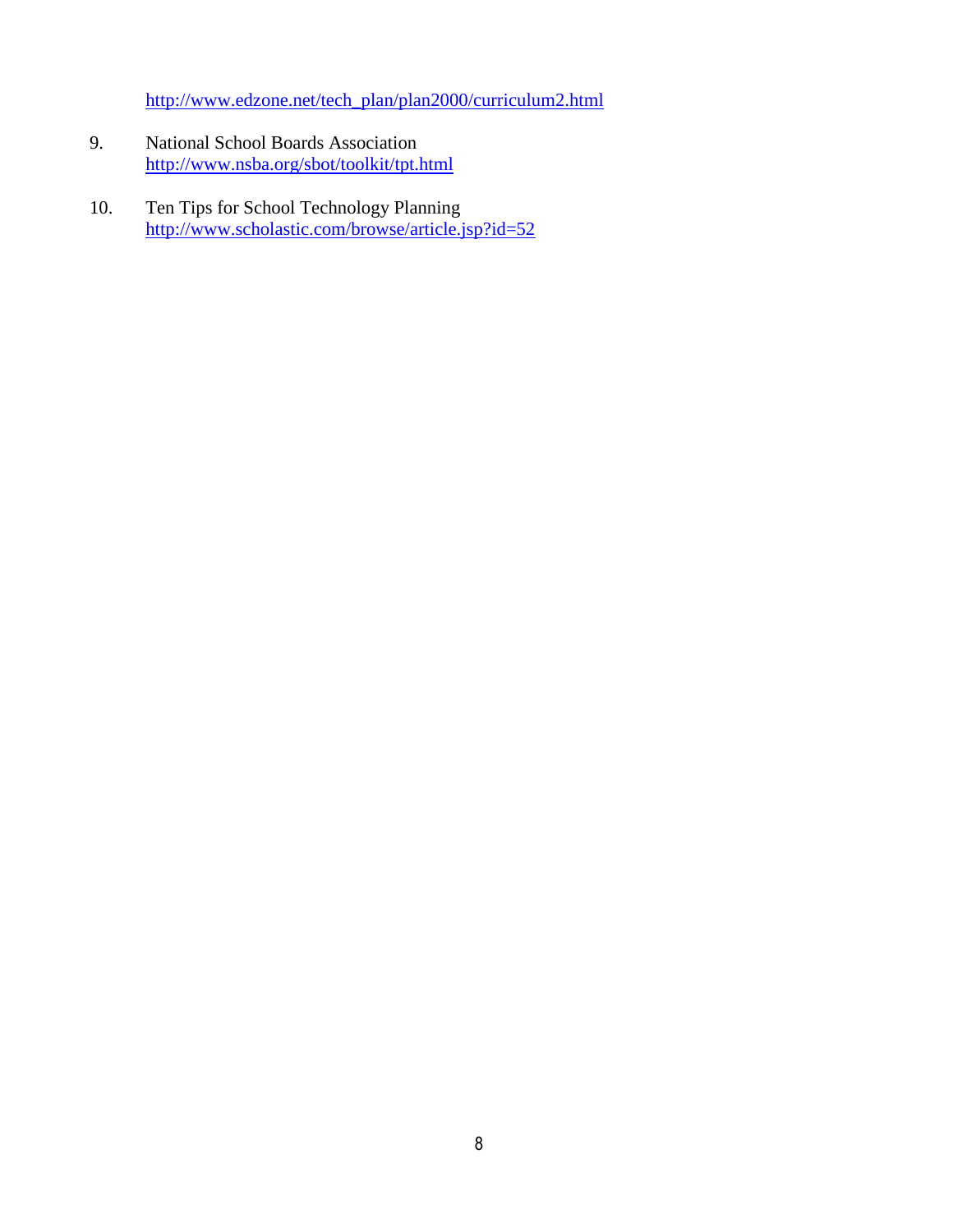http://www.edzone.net/tech_plan/plan2000/curriculum2.html

9. National School Boards Association
   http://www.nsba.org/sbot/toolkit/tpt.html

10. Ten Tips for School Technology Planning
    http://www.scholastic.com/browse/article.jsp?id=52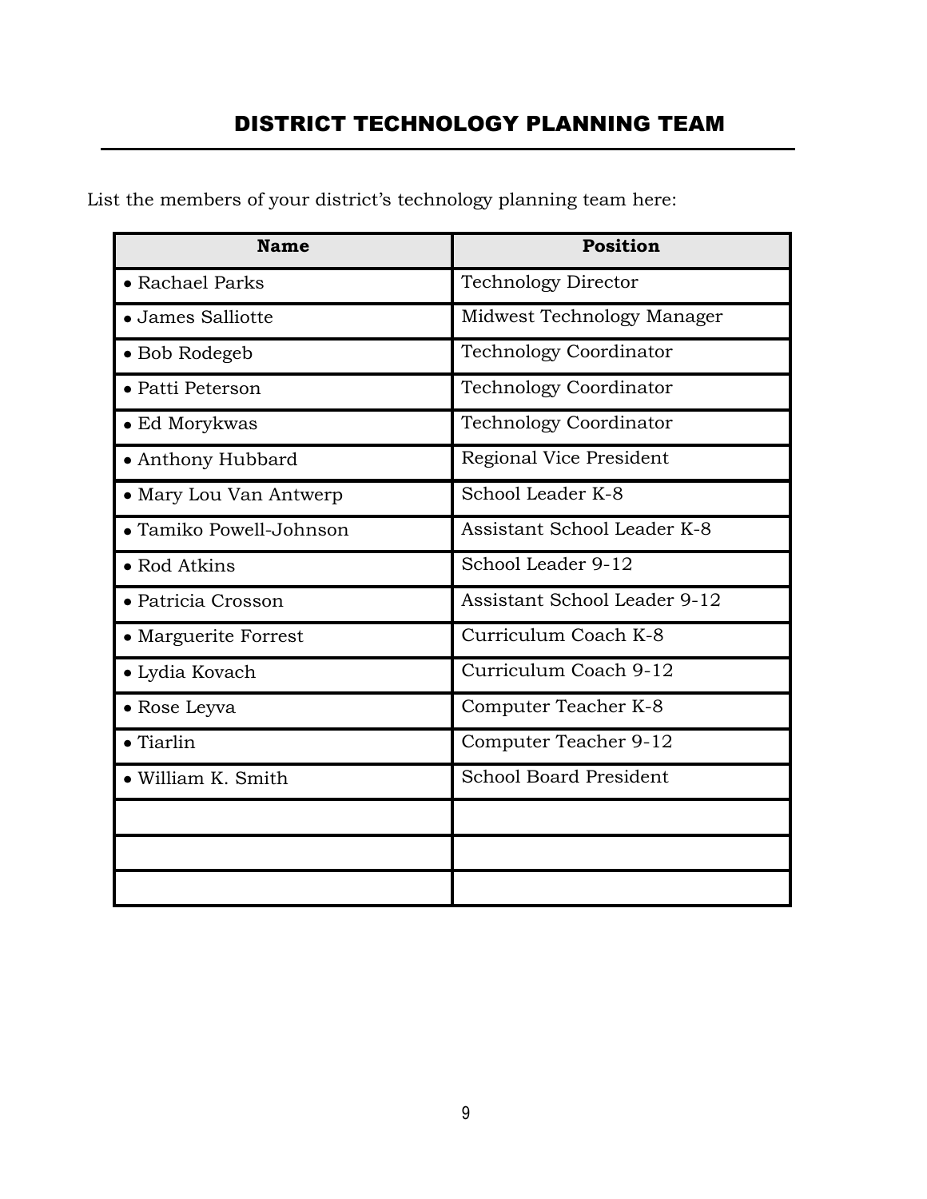## DISTRICT TECHNOLOGY PLANNING TEAM

List the members of your district's technology planning team here:

| Name | Position |
|---|---|
| • Rachael Parks | Technology Director |
| • James Salliotte | Midwest Technology Manager |
| • Bob Rodegeb | Technology Coordinator |
| • Patti Peterson | Technology Coordinator |
| • Ed Morykwas | Technology Coordinator |
| • Anthony Hubbard | Regional Vice President |
| • Mary Lou Van Antwerp | School Leader K-8 |
| • Tamiko Powell-Johnson | Assistant School Leader K-8 |
| • Rod Atkins | School Leader 9-12 |
| • Patricia Crosson | Assistant School Leader 9-12 |
| • Marguerite Forrest | Curriculum Coach K-8 |
| • Lydia Kovach | Curriculum Coach 9-12 |
| • Rose Leyva | Computer Teacher K-8 |
| • Tiarlin | Computer Teacher 9-12 |
| • William K. Smith | School Board President |
| | |
| | |
| | |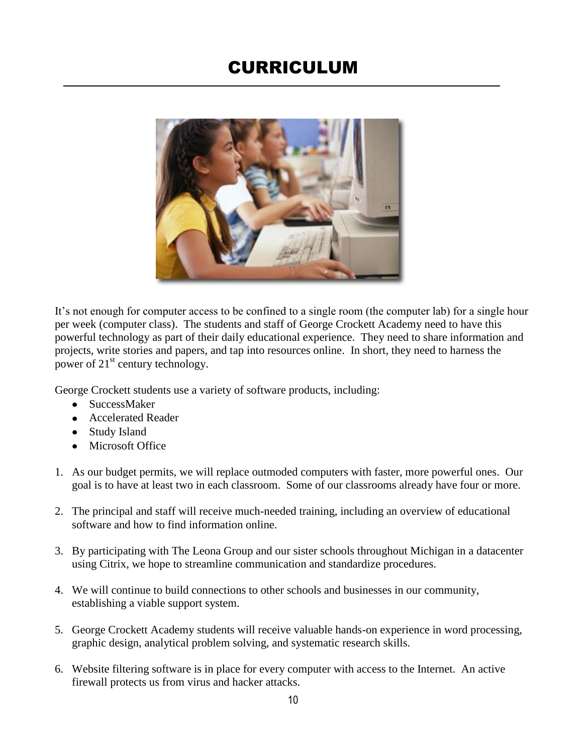# CURRICULUM

It's not enough for computer access to be confined to a single room (the computer lab) for a single hour per week (computer class). The students and staff of George Crockett Academy need to have this powerful technology as part of their daily educational experience. They need to share information and projects, write stories and papers, and tap into resources online. In short, they need to harness the power of 21st century technology.

George Crockett students use a variety of software products, including:

- SuccessMaker
- Accelerated Reader
- Study Island
- Microsoft Office

1. As our budget permits, we will replace outmoded computers with faster, more powerful ones. Our goal is to have at least two in each classroom. Some of our classrooms already have four or more.

2. The principal and staff will receive much-needed training, including an overview of educational software and how to find information online.

3. By participating with The Leona Group and our sister schools throughout Michigan in a datacenter using Citrix, we hope to streamline communication and standardize procedures.

4. We will continue to build connections to other schools and businesses in our community, establishing a viable support system.

5. George Crockett Academy students will receive valuable hands-on experience in word processing, graphic design, analytical problem solving, and systematic research skills.

6. Website filtering software is in place for every computer with access to the Internet. An active firewall protects us from virus and hacker attacks.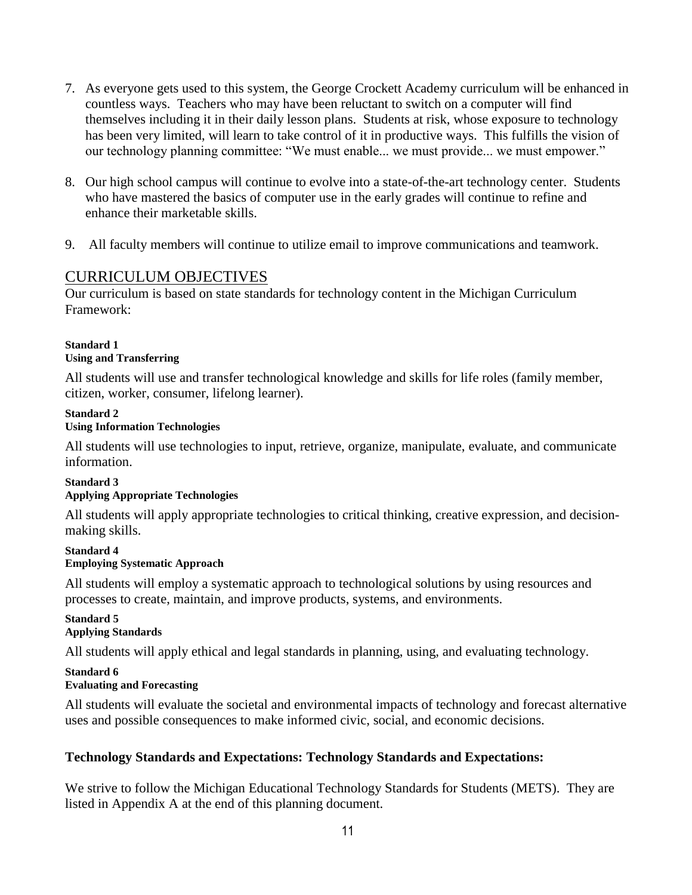7. As everyone gets used to this system, the George Crockett Academy curriculum will be enhanced in countless ways. Teachers who may have been reluctant to switch on a computer will find themselves including it in their daily lesson plans. Students at risk, whose exposure to technology has been very limited, will learn to take control of it in productive ways. This fulfills the vision of our technology planning committee: "We must enable... we must provide... we must empower."

8. Our high school campus will continue to evolve into a state-of-the-art technology center. Students who have mastered the basics of computer use in the early grades will continue to refine and enhance their marketable skills.

9. All faculty members will continue to utilize email to improve communications and teamwork.

## CURRICULUM OBJECTIVES

Our curriculum is based on state standards for technology content in the Michigan Curriculum Framework:

**Standard 1**
**Using and Transferring**

All students will use and transfer technological knowledge and skills for life roles (family member, citizen, worker, consumer, lifelong learner).

**Standard 2**
**Using Information Technologies**

All students will use technologies to input, retrieve, organize, manipulate, evaluate, and communicate information.

**Standard 3**
**Applying Appropriate Technologies**

All students will apply appropriate technologies to critical thinking, creative expression, and decision-making skills.

**Standard 4**
**Employing Systematic Approach**

All students will employ a systematic approach to technological solutions by using resources and processes to create, maintain, and improve products, systems, and environments.

**Standard 5**
**Applying Standards**

All students will apply ethical and legal standards in planning, using, and evaluating technology.

**Standard 6**
**Evaluating and Forecasting**

All students will evaluate the societal and environmental impacts of technology and forecast alternative uses and possible consequences to make informed civic, social, and economic decisions.

### Technology Standards and Expectations: Technology Standards and Expectations:

We strive to follow the Michigan Educational Technology Standards for Students (METS). They are listed in Appendix A at the end of this planning document.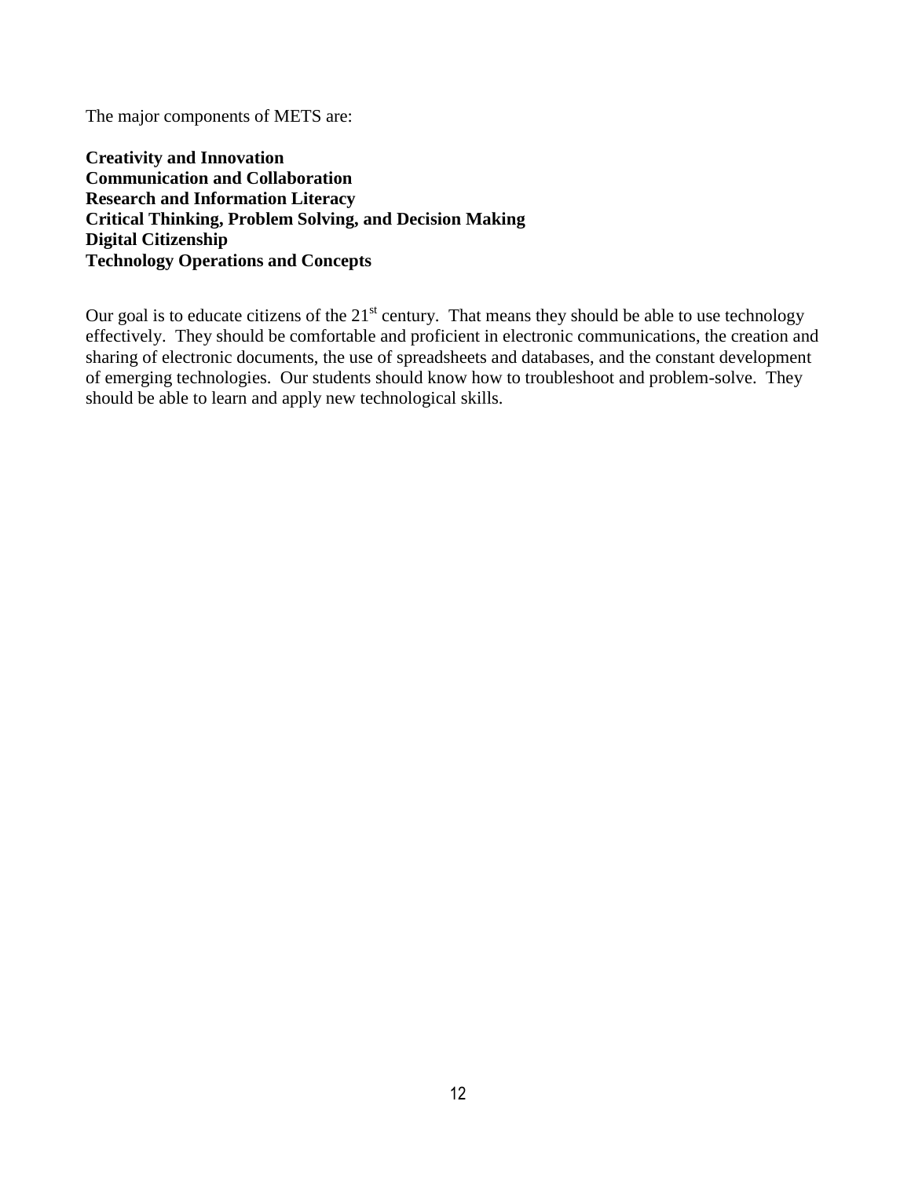The major components of METS are:

**Creativity and Innovation**
**Communication and Collaboration**
**Research and Information Literacy**
**Critical Thinking, Problem Solving, and Decision Making**
**Digital Citizenship**
**Technology Operations and Concepts**

Our goal is to educate citizens of the 21st century. That means they should be able to use technology effectively. They should be comfortable and proficient in electronic communications, the creation and sharing of electronic documents, the use of spreadsheets and databases, and the constant development of emerging technologies. Our students should know how to troubleshoot and problem-solve. They should be able to learn and apply new technological skills.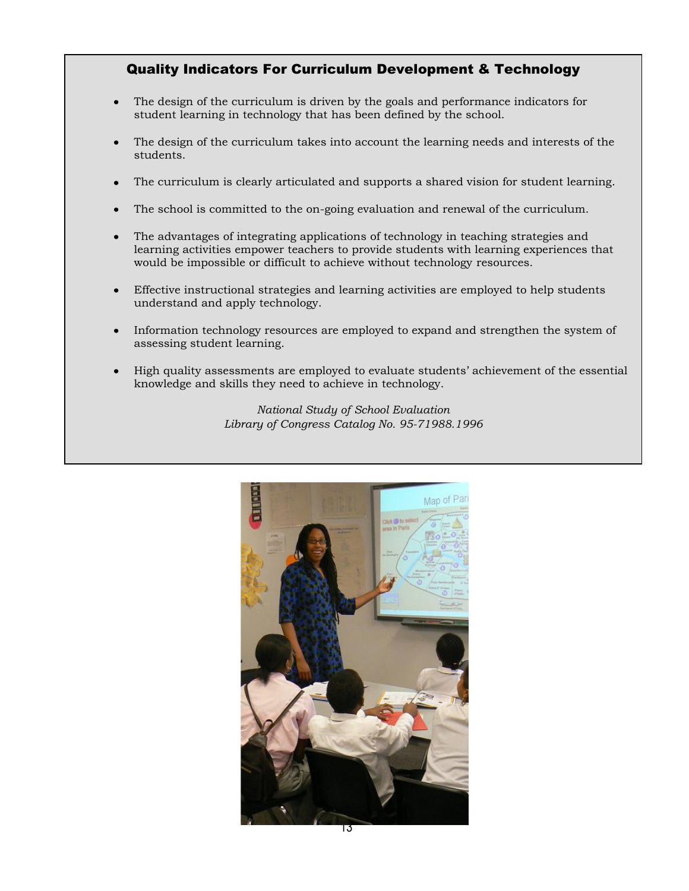## Quality Indicators For Curriculum Development & Technology

- The design of the curriculum is driven by the goals and performance indicators for student learning in technology that has been defined by the school.
- The design of the curriculum takes into account the learning needs and interests of the students.
- The curriculum is clearly articulated and supports a shared vision for student learning.
- The school is committed to the on-going evaluation and renewal of the curriculum.
- The advantages of integrating applications of technology in teaching strategies and learning activities empower teachers to provide students with learning experiences that would be impossible or difficult to achieve without technology resources.
- Effective instructional strategies and learning activities are employed to help students understand and apply technology.
- Information technology resources are employed to expand and strengthen the system of assessing student learning.
- High quality assessments are employed to evaluate students' achievement of the essential knowledge and skills they need to achieve in technology.

*National Study of School Evaluation*
*Library of Congress Catalog No. 95-71988.1996*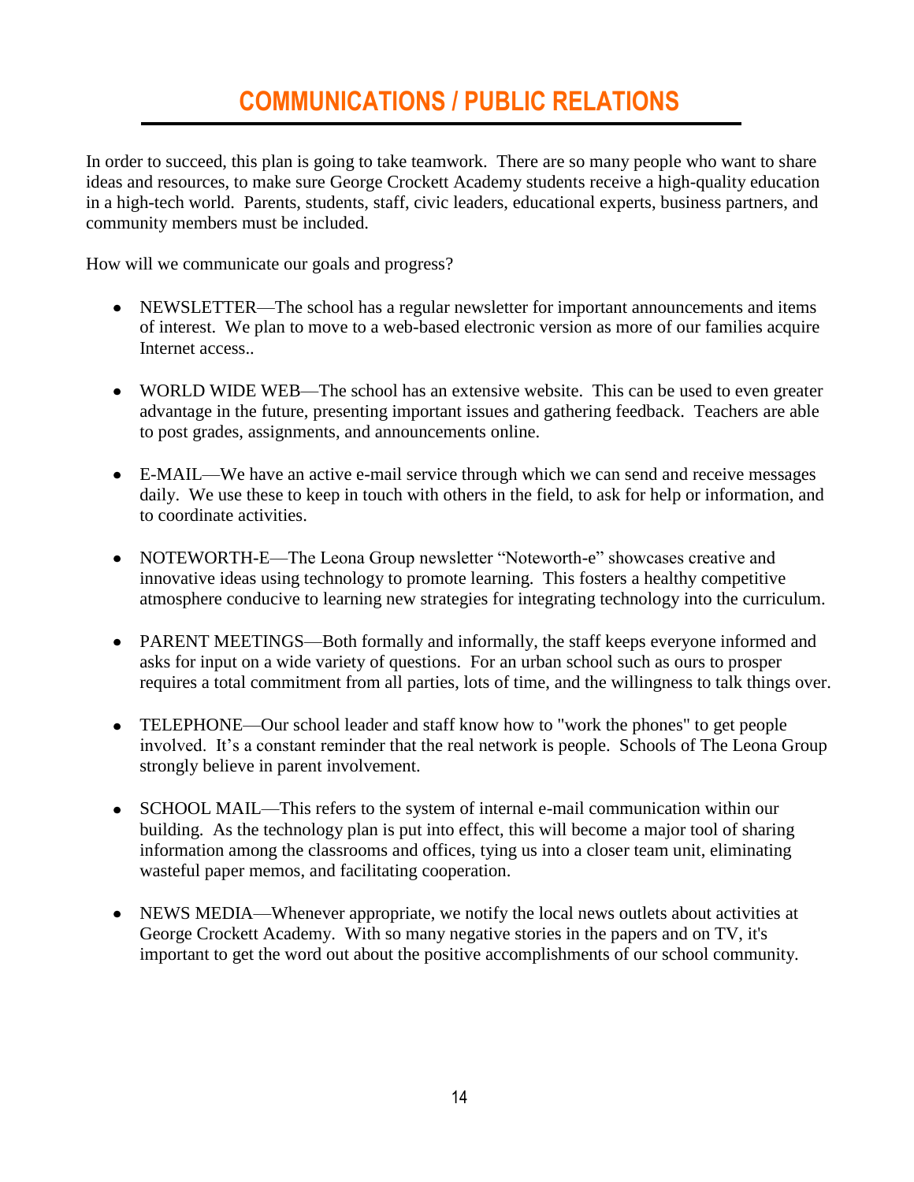# COMMUNICATIONS / PUBLIC RELATIONS

In order to succeed, this plan is going to take teamwork. There are so many people who want to share ideas and resources, to make sure George Crockett Academy students receive a high-quality education in a high-tech world. Parents, students, staff, civic leaders, educational experts, business partners, and community members must be included.

How will we communicate our goals and progress?

- NEWSLETTER—The school has a regular newsletter for important announcements and items of interest. We plan to move to a web-based electronic version as more of our families acquire Internet access..
- WORLD WIDE WEB—The school has an extensive website. This can be used to even greater advantage in the future, presenting important issues and gathering feedback. Teachers are able to post grades, assignments, and announcements online.
- E-MAIL—We have an active e-mail service through which we can send and receive messages daily. We use these to keep in touch with others in the field, to ask for help or information, and to coordinate activities.
- NOTEWORTH-E—The Leona Group newsletter "Noteworth-e" showcases creative and innovative ideas using technology to promote learning. This fosters a healthy competitive atmosphere conducive to learning new strategies for integrating technology into the curriculum.
- PARENT MEETINGS—Both formally and informally, the staff keeps everyone informed and asks for input on a wide variety of questions. For an urban school such as ours to prosper requires a total commitment from all parties, lots of time, and the willingness to talk things over.
- TELEPHONE—Our school leader and staff know how to "work the phones" to get people involved. It's a constant reminder that the real network is people. Schools of The Leona Group strongly believe in parent involvement.
- SCHOOL MAIL—This refers to the system of internal e-mail communication within our building. As the technology plan is put into effect, this will become a major tool of sharing information among the classrooms and offices, tying us into a closer team unit, eliminating wasteful paper memos, and facilitating cooperation.
- NEWS MEDIA—Whenever appropriate, we notify the local news outlets about activities at George Crockett Academy. With so many negative stories in the papers and on TV, it's important to get the word out about the positive accomplishments of our school community.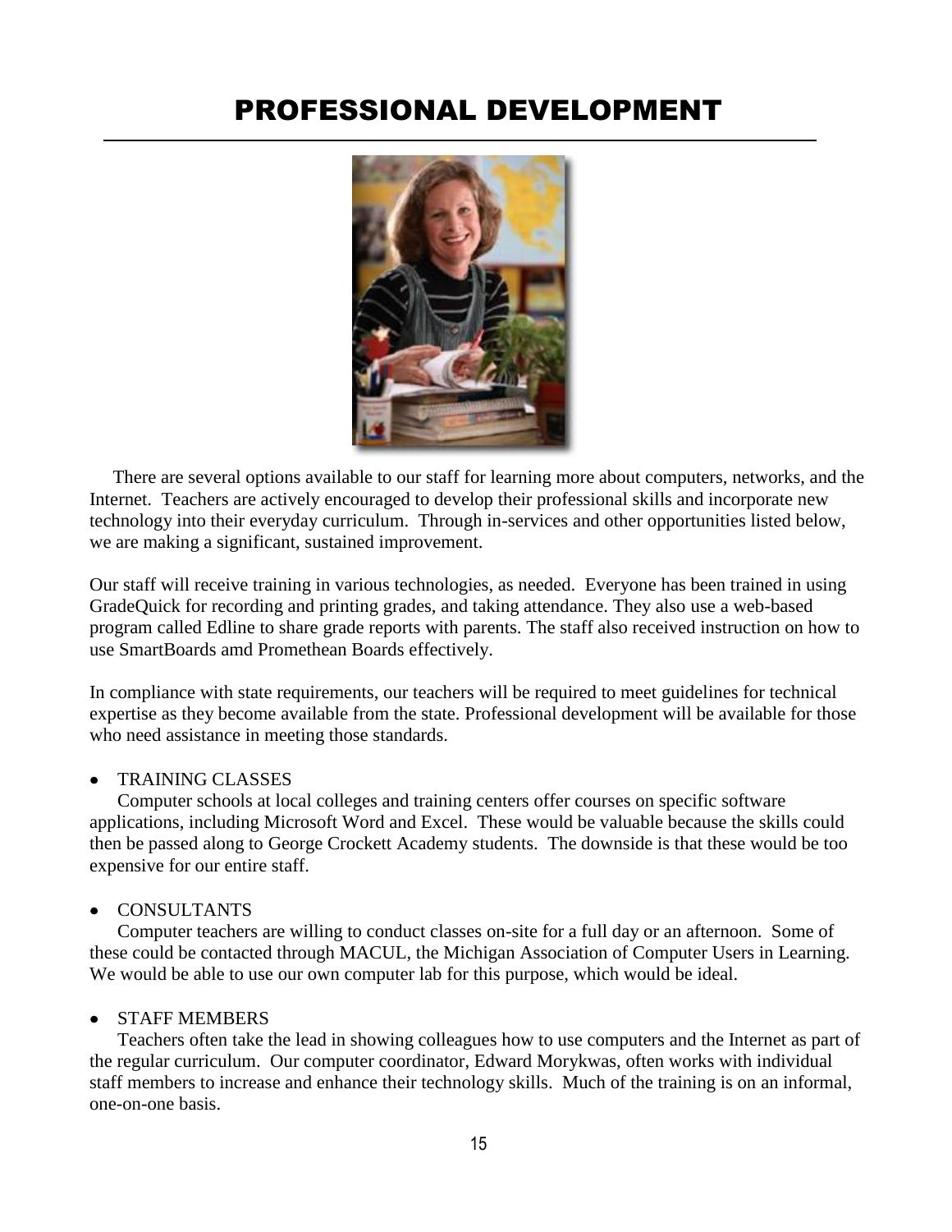# PROFESSIONAL DEVELOPMENT

There are several options available to our staff for learning more about computers, networks, and the Internet. Teachers are actively encouraged to develop their professional skills and incorporate new technology into their everyday curriculum. Through in-services and other opportunities listed below, we are making a significant, sustained improvement.

Our staff will receive training in various technologies, as needed. Everyone has been trained in using GradeQuick for recording and printing grades, and taking attendance. They also use a web-based program called Edline to share grade reports with parents. The staff also received instruction on how to use SmartBoards amd Promethean Boards effectively.

In compliance with state requirements, our teachers will be required to meet guidelines for technical expertise as they become available from the state. Professional development will be available for those who need assistance in meeting those standards.

- TRAINING CLASSES

  Computer schools at local colleges and training centers offer courses on specific software applications, including Microsoft Word and Excel. These would be valuable because the skills could then be passed along to George Crockett Academy students. The downside is that these would be too expensive for our entire staff.

- CONSULTANTS

  Computer teachers are willing to conduct classes on-site for a full day or an afternoon. Some of these could be contacted through MACUL, the Michigan Association of Computer Users in Learning. We would be able to use our own computer lab for this purpose, which would be ideal.

- STAFF MEMBERS

  Teachers often take the lead in showing colleagues how to use computers and the Internet as part of the regular curriculum. Our computer coordinator, Edward Morykwas, often works with individual staff members to increase and enhance their technology skills. Much of the training is on an informal, one-on-one basis.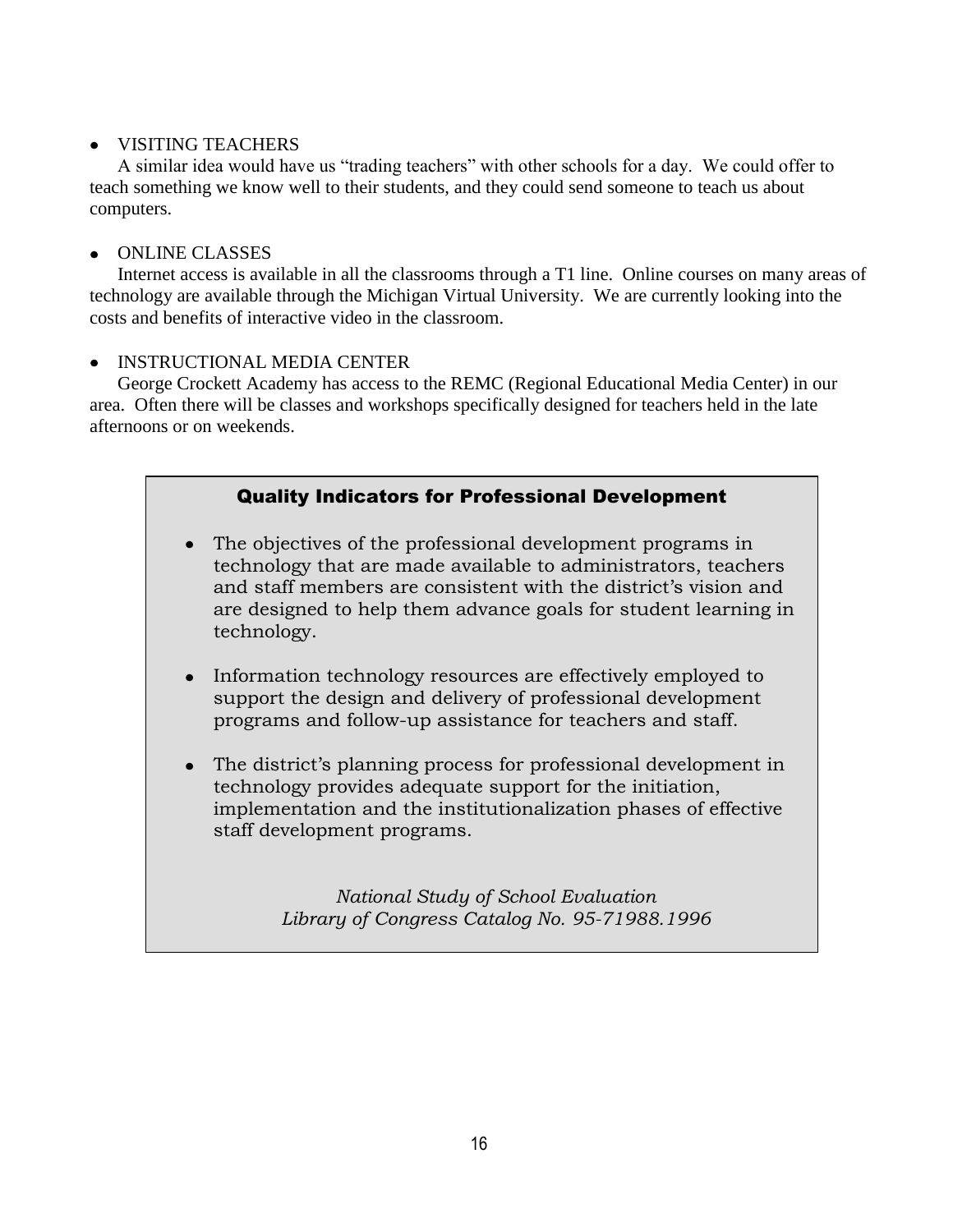- VISITING TEACHERS

  A similar idea would have us "trading teachers" with other schools for a day. We could offer to teach something we know well to their students, and they could send someone to teach us about computers.

- ONLINE CLASSES

  Internet access is available in all the classrooms through a T1 line. Online courses on many areas of technology are available through the Michigan Virtual University. We are currently looking into the costs and benefits of interactive video in the classroom.

- INSTRUCTIONAL MEDIA CENTER

  George Crockett Academy has access to the REMC (Regional Educational Media Center) in our area. Often there will be classes and workshops specifically designed for teachers held in the late afternoons or on weekends.

### Quality Indicators for Professional Development

- The objectives of the professional development programs in technology that are made available to administrators, teachers and staff members are consistent with the district's vision and are designed to help them advance goals for student learning in technology.
- Information technology resources are effectively employed to support the design and delivery of professional development programs and follow-up assistance for teachers and staff.
- The district's planning process for professional development in technology provides adequate support for the initiation, implementation and the institutionalization phases of effective staff development programs.

*National Study of School Evaluation*
*Library of Congress Catalog No. 95-71988.1996*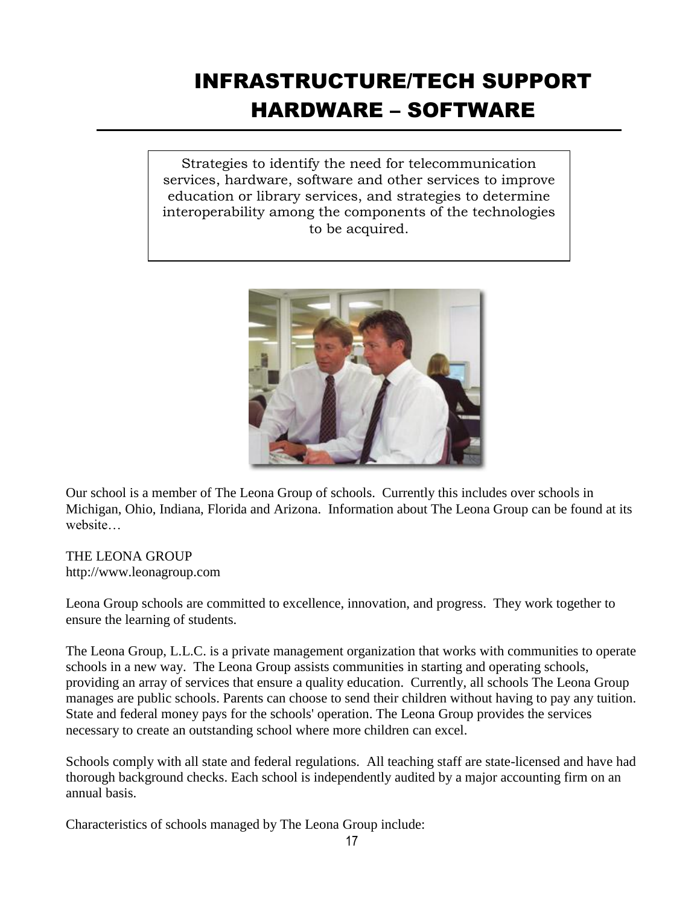# INFRASTRUCTURE/TECH SUPPORT HARDWARE – SOFTWARE

Strategies to identify the need for telecommunication services, hardware, software and other services to improve education or library services, and strategies to determine interoperability among the components of the technologies to be acquired.

Our school is a member of The Leona Group of schools. Currently this includes over schools in Michigan, Ohio, Indiana, Florida and Arizona. Information about The Leona Group can be found at its website…

THE LEONA GROUP
http://www.leonagroup.com

Leona Group schools are committed to excellence, innovation, and progress. They work together to ensure the learning of students.

The Leona Group, L.L.C. is a private management organization that works with communities to operate schools in a new way. The Leona Group assists communities in starting and operating schools, providing an array of services that ensure a quality education. Currently, all schools The Leona Group manages are public schools. Parents can choose to send their children without having to pay any tuition. State and federal money pays for the schools' operation. The Leona Group provides the services necessary to create an outstanding school where more children can excel.

Schools comply with all state and federal regulations. All teaching staff are state-licensed and have had thorough background checks. Each school is independently audited by a major accounting firm on an annual basis.

Characteristics of schools managed by The Leona Group include: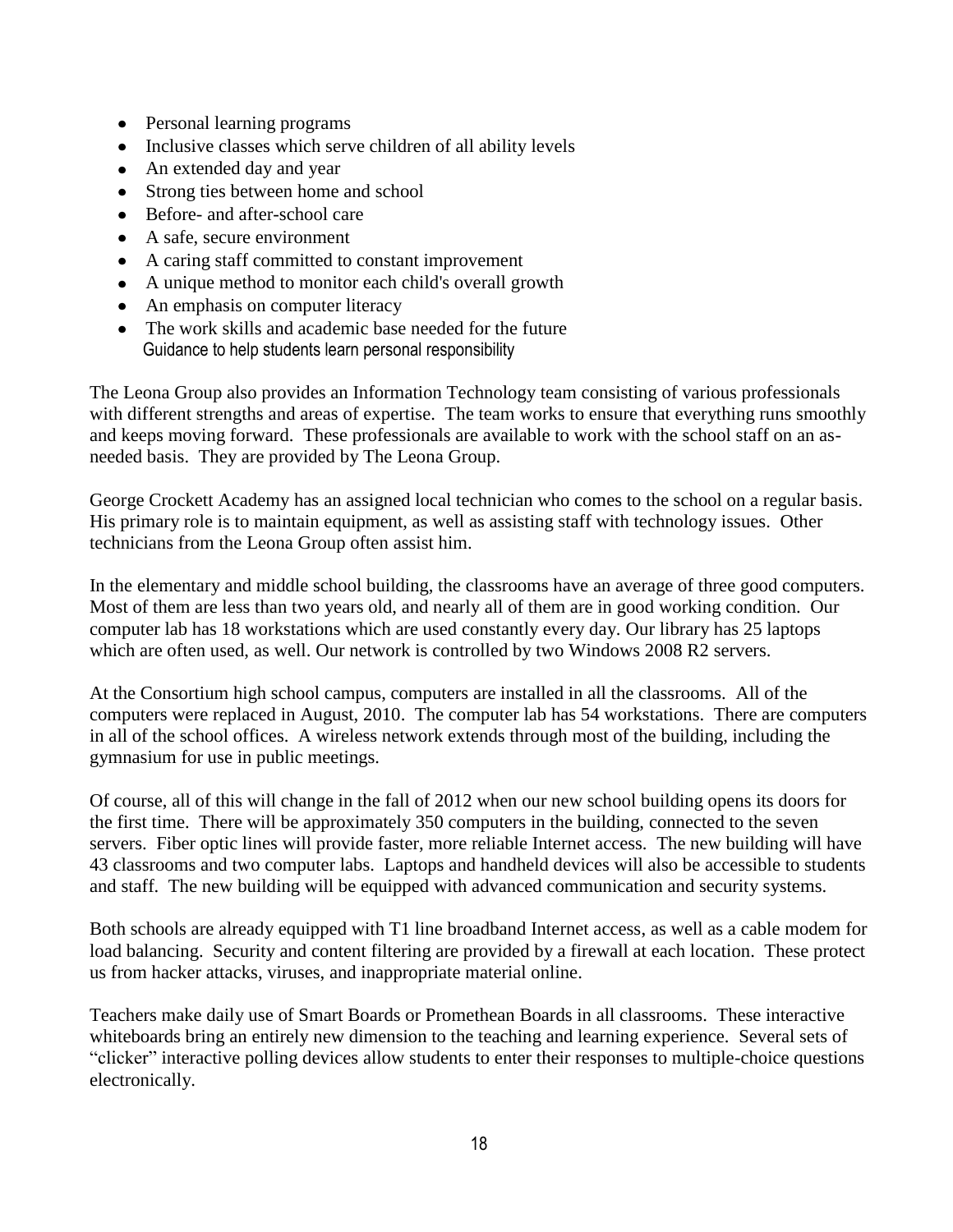- Personal learning programs
- Inclusive classes which serve children of all ability levels
- An extended day and year
- Strong ties between home and school
- Before- and after-school care
- A safe, secure environment
- A caring staff committed to constant improvement
- A unique method to monitor each child's overall growth
- An emphasis on computer literacy
- The work skills and academic base needed for the future
  Guidance to help students learn personal responsibility

The Leona Group also provides an Information Technology team consisting of various professionals with different strengths and areas of expertise. The team works to ensure that everything runs smoothly and keeps moving forward. These professionals are available to work with the school staff on an as-needed basis. They are provided by The Leona Group.

George Crockett Academy has an assigned local technician who comes to the school on a regular basis. His primary role is to maintain equipment, as well as assisting staff with technology issues. Other technicians from the Leona Group often assist him.

In the elementary and middle school building, the classrooms have an average of three good computers. Most of them are less than two years old, and nearly all of them are in good working condition. Our computer lab has 18 workstations which are used constantly every day. Our library has 25 laptops which are often used, as well. Our network is controlled by two Windows 2008 R2 servers.

At the Consortium high school campus, computers are installed in all the classrooms. All of the computers were replaced in August, 2010. The computer lab has 54 workstations. There are computers in all of the school offices. A wireless network extends through most of the building, including the gymnasium for use in public meetings.

Of course, all of this will change in the fall of 2012 when our new school building opens its doors for the first time. There will be approximately 350 computers in the building, connected to the seven servers. Fiber optic lines will provide faster, more reliable Internet access. The new building will have 43 classrooms and two computer labs. Laptops and handheld devices will also be accessible to students and staff. The new building will be equipped with advanced communication and security systems.

Both schools are already equipped with T1 line broadband Internet access, as well as a cable modem for load balancing. Security and content filtering are provided by a firewall at each location. These protect us from hacker attacks, viruses, and inappropriate material online.

Teachers make daily use of Smart Boards or Promethean Boards in all classrooms. These interactive whiteboards bring an entirely new dimension to the teaching and learning experience. Several sets of "clicker" interactive polling devices allow students to enter their responses to multiple-choice questions electronically.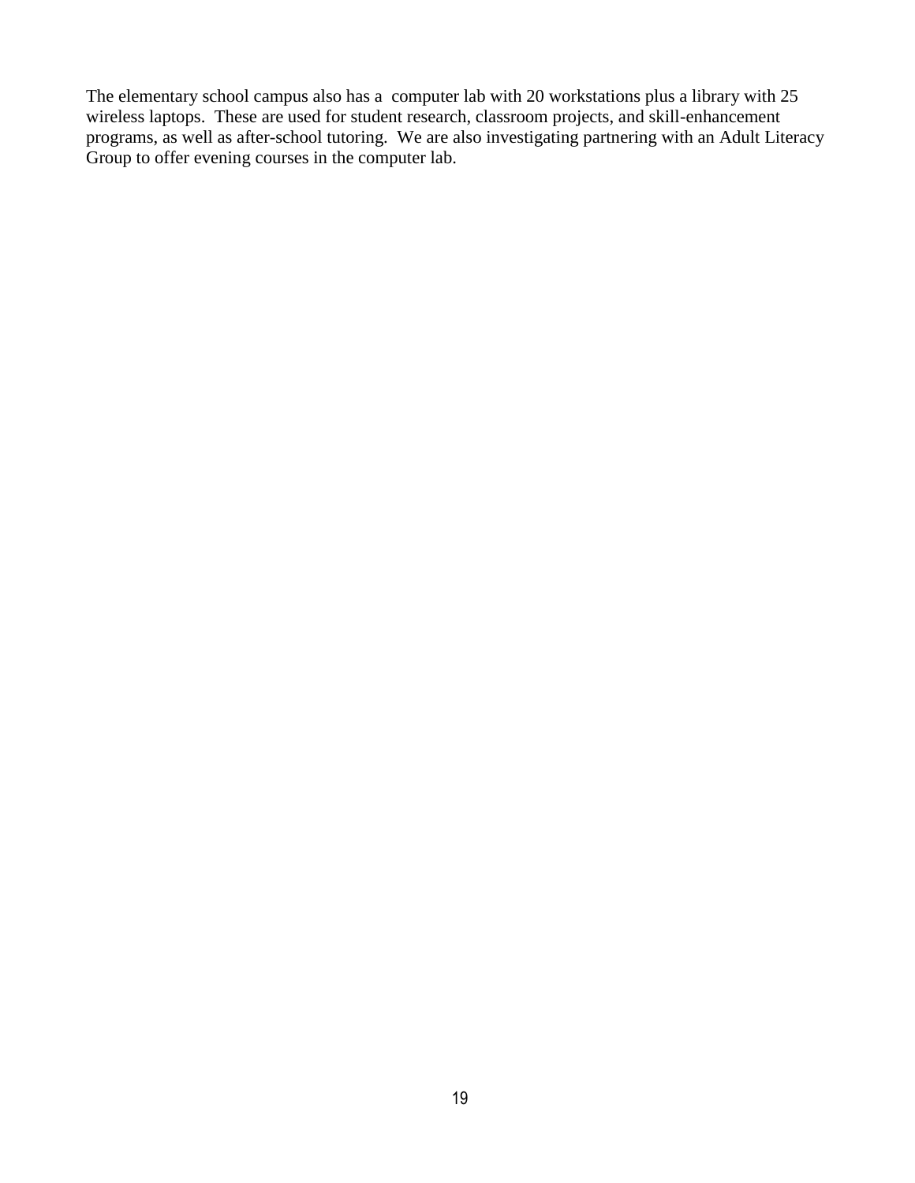The elementary school campus also has a computer lab with 20 workstations plus a library with 25 wireless laptops. These are used for student research, classroom projects, and skill-enhancement programs, as well as after-school tutoring. We are also investigating partnering with an Adult Literacy Group to offer evening courses in the computer lab.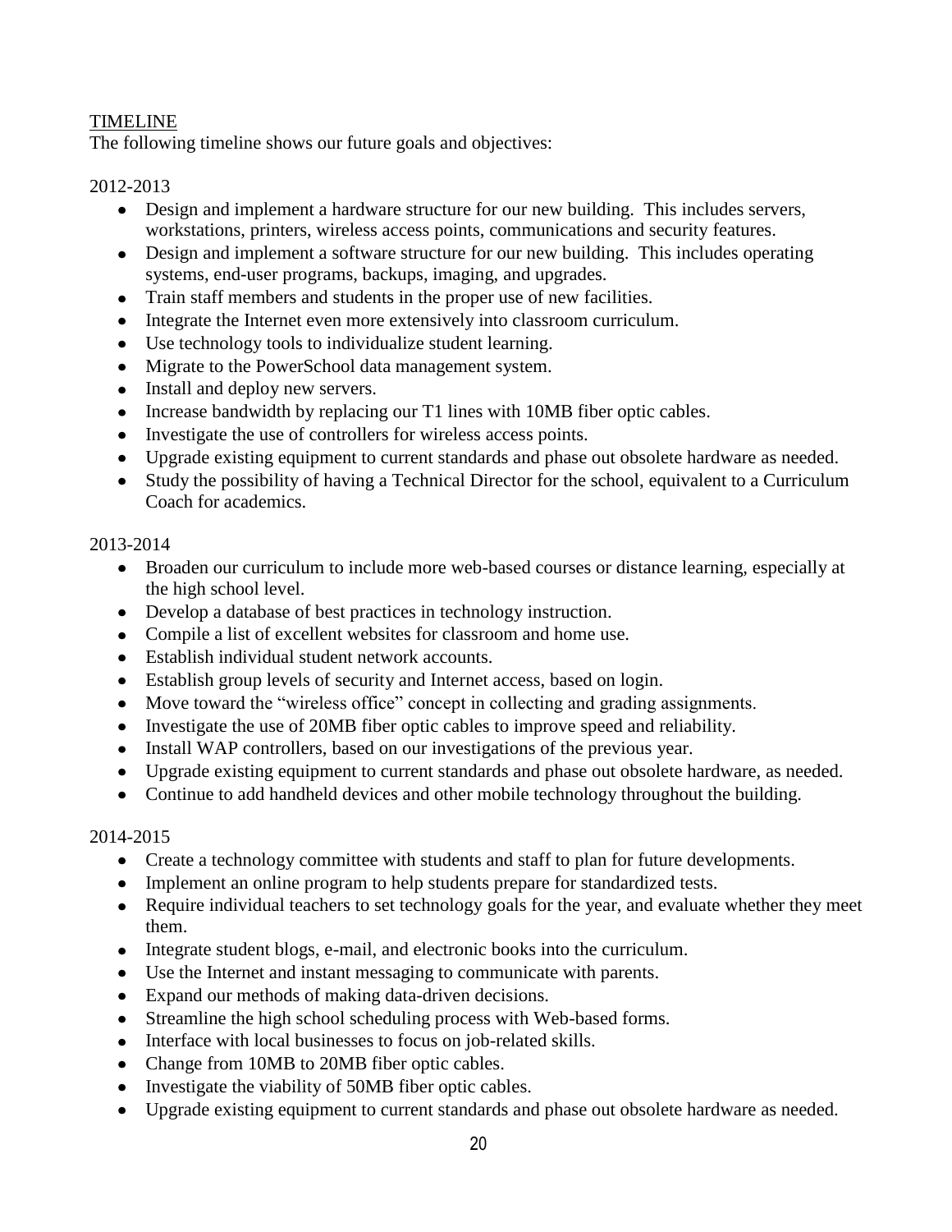## TIMELINE

The following timeline shows our future goals and objectives:

2012-2013

- Design and implement a hardware structure for our new building. This includes servers, workstations, printers, wireless access points, communications and security features.
- Design and implement a software structure for our new building. This includes operating systems, end-user programs, backups, imaging, and upgrades.
- Train staff members and students in the proper use of new facilities.
- Integrate the Internet even more extensively into classroom curriculum.
- Use technology tools to individualize student learning.
- Migrate to the PowerSchool data management system.
- Install and deploy new servers.
- Increase bandwidth by replacing our T1 lines with 10MB fiber optic cables.
- Investigate the use of controllers for wireless access points.
- Upgrade existing equipment to current standards and phase out obsolete hardware as needed.
- Study the possibility of having a Technical Director for the school, equivalent to a Curriculum Coach for academics.

2013-2014

- Broaden our curriculum to include more web-based courses or distance learning, especially at the high school level.
- Develop a database of best practices in technology instruction.
- Compile a list of excellent websites for classroom and home use.
- Establish individual student network accounts.
- Establish group levels of security and Internet access, based on login.
- Move toward the "wireless office" concept in collecting and grading assignments.
- Investigate the use of 20MB fiber optic cables to improve speed and reliability.
- Install WAP controllers, based on our investigations of the previous year.
- Upgrade existing equipment to current standards and phase out obsolete hardware, as needed.
- Continue to add handheld devices and other mobile technology throughout the building.

2014-2015

- Create a technology committee with students and staff to plan for future developments.
- Implement an online program to help students prepare for standardized tests.
- Require individual teachers to set technology goals for the year, and evaluate whether they meet them.
- Integrate student blogs, e-mail, and electronic books into the curriculum.
- Use the Internet and instant messaging to communicate with parents.
- Expand our methods of making data-driven decisions.
- Streamline the high school scheduling process with Web-based forms.
- Interface with local businesses to focus on job-related skills.
- Change from 10MB to 20MB fiber optic cables.
- Investigate the viability of 50MB fiber optic cables.
- Upgrade existing equipment to current standards and phase out obsolete hardware as needed.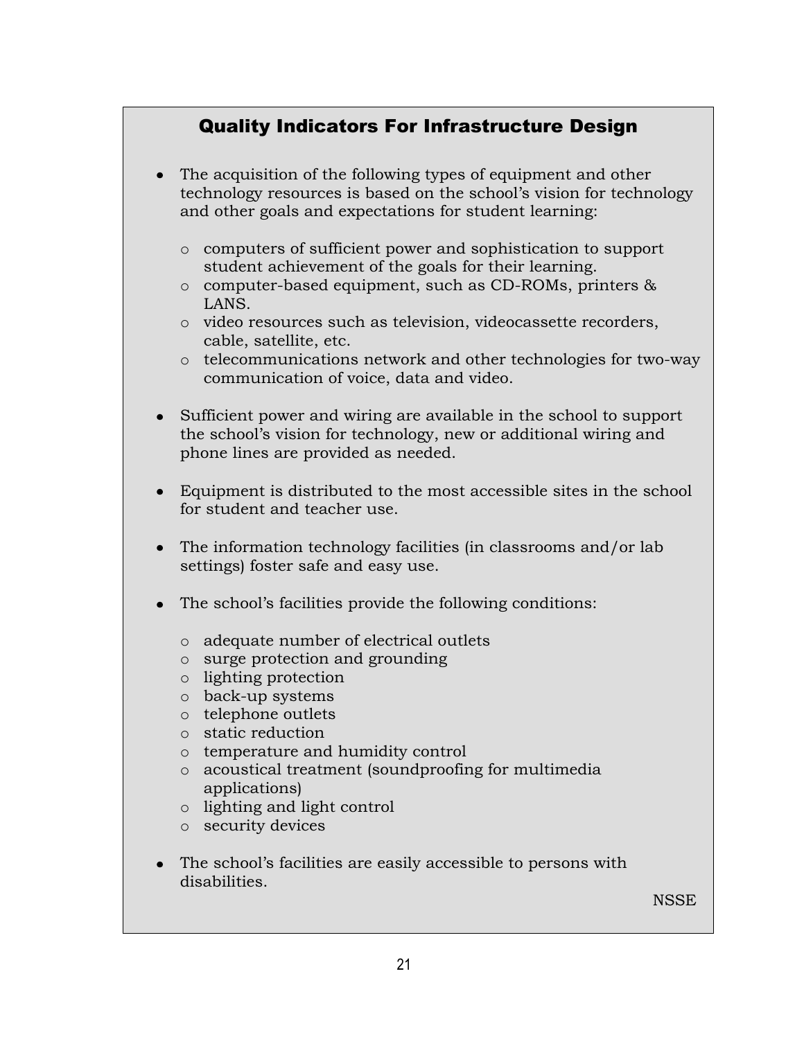## Quality Indicators For Infrastructure Design

- The acquisition of the following types of equipment and other technology resources is based on the school's vision for technology and other goals and expectations for student learning:
  - computers of sufficient power and sophistication to support student achievement of the goals for their learning.
  - computer-based equipment, such as CD-ROMs, printers & LANS.
  - video resources such as television, videocassette recorders, cable, satellite, etc.
  - telecommunications network and other technologies for two-way communication of voice, data and video.
- Sufficient power and wiring are available in the school to support the school's vision for technology, new or additional wiring and phone lines are provided as needed.
- Equipment is distributed to the most accessible sites in the school for student and teacher use.
- The information technology facilities (in classrooms and/or lab settings) foster safe and easy use.
- The school's facilities provide the following conditions:
  - adequate number of electrical outlets
  - surge protection and grounding
  - lighting protection
  - back-up systems
  - telephone outlets
  - static reduction
  - temperature and humidity control
  - acoustical treatment (soundproofing for multimedia applications)
  - lighting and light control
  - security devices
- The school's facilities are easily accessible to persons with disabilities.

NSSE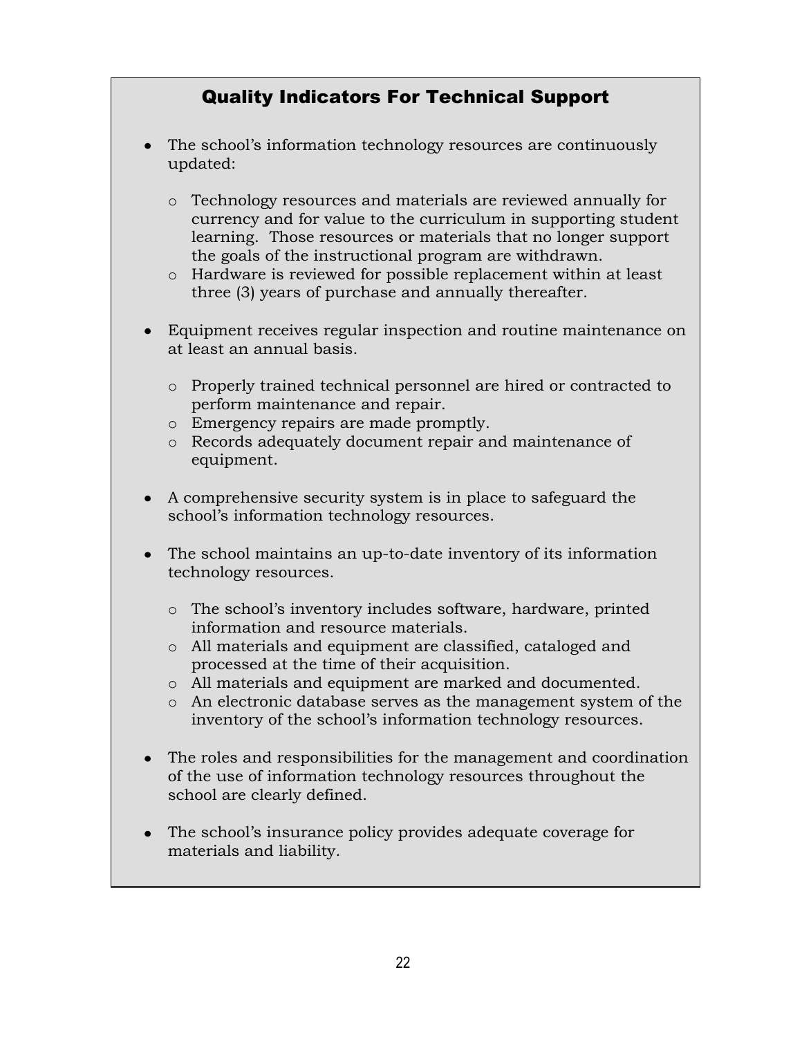## Quality Indicators For Technical Support

- The school's information technology resources are continuously updated:
  - Technology resources and materials are reviewed annually for currency and for value to the curriculum in supporting student learning. Those resources or materials that no longer support the goals of the instructional program are withdrawn.
  - Hardware is reviewed for possible replacement within at least three (3) years of purchase and annually thereafter.

- Equipment receives regular inspection and routine maintenance on at least an annual basis.
  - Properly trained technical personnel are hired or contracted to perform maintenance and repair.
  - Emergency repairs are made promptly.
  - Records adequately document repair and maintenance of equipment.

- A comprehensive security system is in place to safeguard the school's information technology resources.

- The school maintains an up-to-date inventory of its information technology resources.
  - The school's inventory includes software, hardware, printed information and resource materials.
  - All materials and equipment are classified, cataloged and processed at the time of their acquisition.
  - All materials and equipment are marked and documented.
  - An electronic database serves as the management system of the inventory of the school's information technology resources.

- The roles and responsibilities for the management and coordination of the use of information technology resources throughout the school are clearly defined.

- The school's insurance policy provides adequate coverage for materials and liability.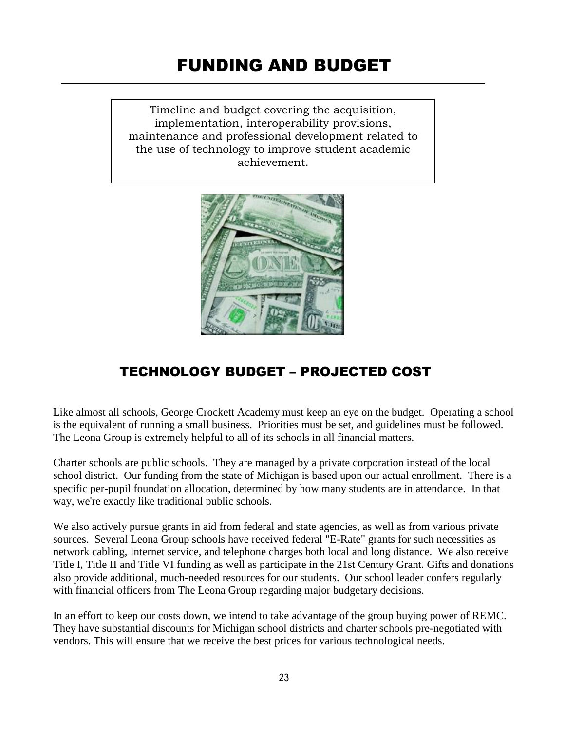# FUNDING AND BUDGET

Timeline and budget covering the acquisition, implementation, interoperability provisions, maintenance and professional development related to the use of technology to improve student academic achievement.

## TECHNOLOGY BUDGET – PROJECTED COST

Like almost all schools, George Crockett Academy must keep an eye on the budget. Operating a school is the equivalent of running a small business. Priorities must be set, and guidelines must be followed. The Leona Group is extremely helpful to all of its schools in all financial matters.

Charter schools are public schools. They are managed by a private corporation instead of the local school district. Our funding from the state of Michigan is based upon our actual enrollment. There is a specific per-pupil foundation allocation, determined by how many students are in attendance. In that way, we're exactly like traditional public schools.

We also actively pursue grants in aid from federal and state agencies, as well as from various private sources. Several Leona Group schools have received federal "E-Rate" grants for such necessities as network cabling, Internet service, and telephone charges both local and long distance. We also receive Title I, Title II and Title VI funding as well as participate in the 21st Century Grant. Gifts and donations also provide additional, much-needed resources for our students. Our school leader confers regularly with financial officers from The Leona Group regarding major budgetary decisions.

In an effort to keep our costs down, we intend to take advantage of the group buying power of REMC. They have substantial discounts for Michigan school districts and charter schools pre-negotiated with vendors. This will ensure that we receive the best prices for various technological needs.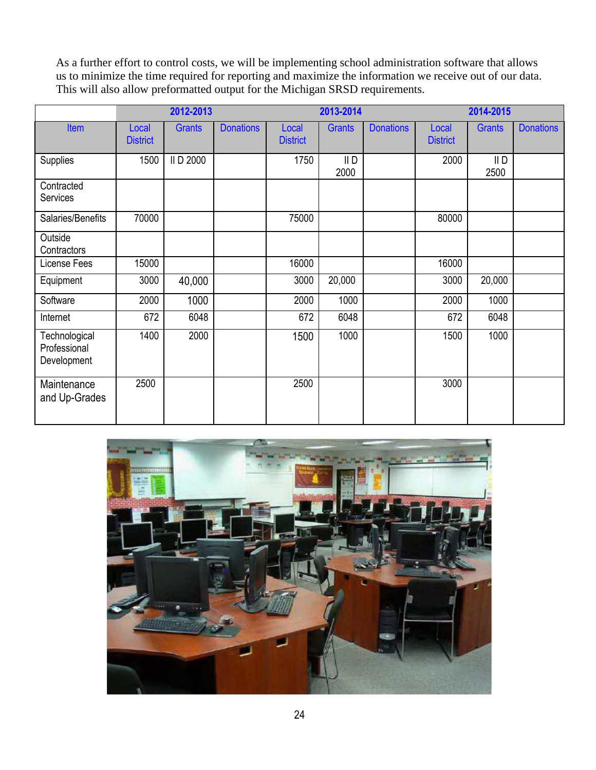As a further effort to control costs, we will be implementing school administration software that allows us to minimize the time required for reporting and maximize the information we receive out of our data. This will also allow preformatted output for the Michigan SRSD requirements.

| | 2012-2013 | | | 2013-2014 | | | 2014-2015 | | |
|---|---|---|---|---|---|---|---|---|---|
| Item | Local District | Grants | Donations | Local District | Grants | Donations | Local District | Grants | Donations |
| Supplies | 1500 | II D 2000 | | 1750 | II D 2000 | | 2000 | II D 2500 | |
| Contracted Services | | | | | | | | | |
| Salaries/Benefits | 70000 | | | 75000 | | | 80000 | | |
| Outside Contractors | | | | | | | | | |
| License Fees | 15000 | | | 16000 | | | 16000 | | |
| Equipment | 3000 | 40,000 | | 3000 | 20,000 | | 3000 | 20,000 | |
| Software | 2000 | 1000 | | 2000 | 1000 | | 2000 | 1000 | |
| Internet | 672 | 6048 | | 672 | 6048 | | 672 | 6048 | |
| Technological Professional Development | 1400 | 2000 | | 1500 | 1000 | | 1500 | 1000 | |
| Maintenance and Up-Grades | 2500 | | | 2500 | | | 3000 | | |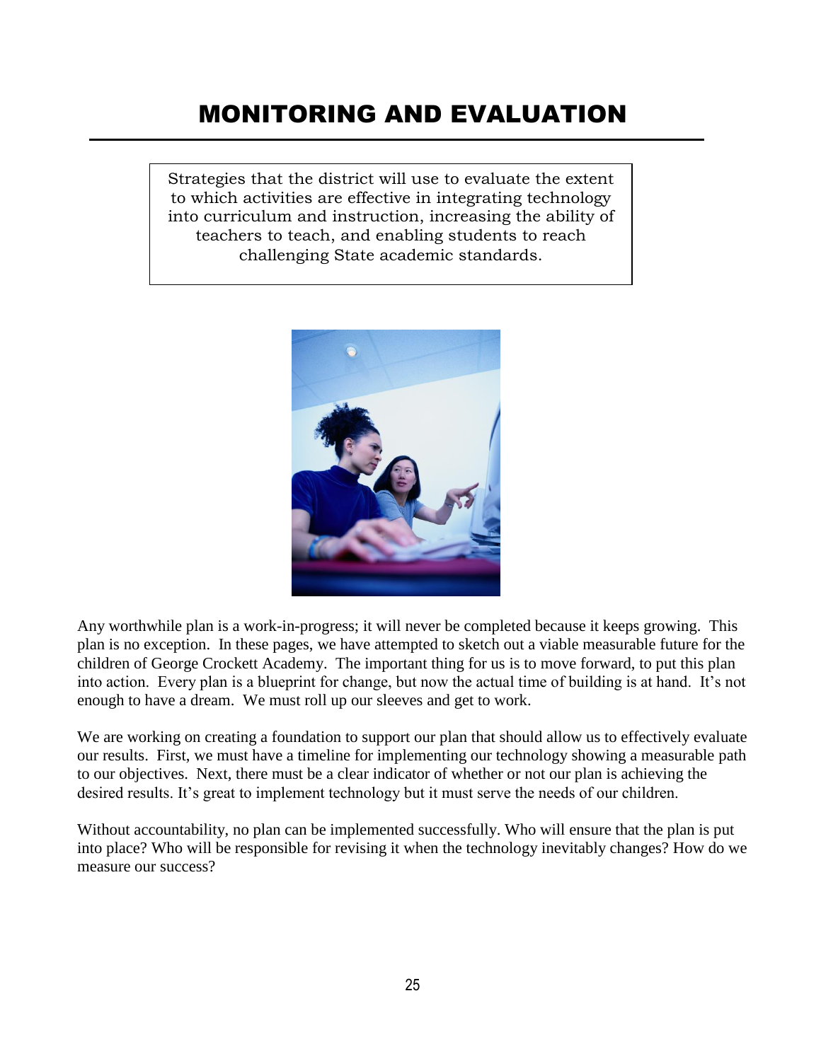# MONITORING AND EVALUATION

Strategies that the district will use to evaluate the extent to which activities are effective in integrating technology into curriculum and instruction, increasing the ability of teachers to teach, and enabling students to reach challenging State academic standards.

Any worthwhile plan is a work-in-progress; it will never be completed because it keeps growing. This plan is no exception. In these pages, we have attempted to sketch out a viable measurable future for the children of George Crockett Academy. The important thing for us is to move forward, to put this plan into action. Every plan is a blueprint for change, but now the actual time of building is at hand. It's not enough to have a dream. We must roll up our sleeves and get to work.

We are working on creating a foundation to support our plan that should allow us to effectively evaluate our results. First, we must have a timeline for implementing our technology showing a measurable path to our objectives. Next, there must be a clear indicator of whether or not our plan is achieving the desired results. It's great to implement technology but it must serve the needs of our children.

Without accountability, no plan can be implemented successfully. Who will ensure that the plan is put into place? Who will be responsible for revising it when the technology inevitably changes? How do we measure our success?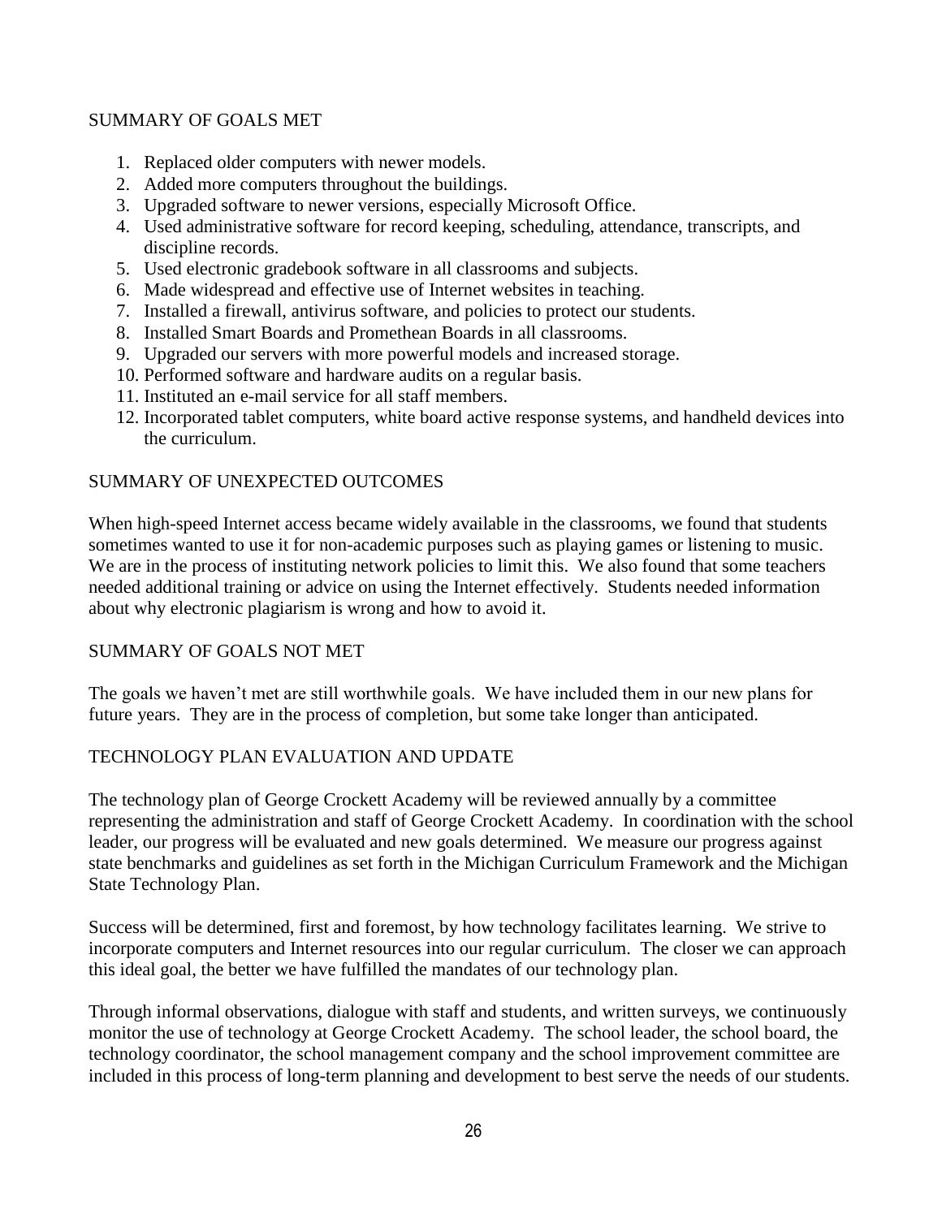## SUMMARY OF GOALS MET

1. Replaced older computers with newer models.
2. Added more computers throughout the buildings.
3. Upgraded software to newer versions, especially Microsoft Office.
4. Used administrative software for record keeping, scheduling, attendance, transcripts, and discipline records.
5. Used electronic gradebook software in all classrooms and subjects.
6. Made widespread and effective use of Internet websites in teaching.
7. Installed a firewall, antivirus software, and policies to protect our students.
8. Installed Smart Boards and Promethean Boards in all classrooms.
9. Upgraded our servers with more powerful models and increased storage.
10. Performed software and hardware audits on a regular basis.
11. Instituted an e-mail service for all staff members.
12. Incorporated tablet computers, white board active response systems, and handheld devices into the curriculum.

## SUMMARY OF UNEXPECTED OUTCOMES

When high-speed Internet access became widely available in the classrooms, we found that students sometimes wanted to use it for non-academic purposes such as playing games or listening to music. We are in the process of instituting network policies to limit this. We also found that some teachers needed additional training or advice on using the Internet effectively. Students needed information about why electronic plagiarism is wrong and how to avoid it.

## SUMMARY OF GOALS NOT MET

The goals we haven't met are still worthwhile goals. We have included them in our new plans for future years. They are in the process of completion, but some take longer than anticipated.

## TECHNOLOGY PLAN EVALUATION AND UPDATE

The technology plan of George Crockett Academy will be reviewed annually by a committee representing the administration and staff of George Crockett Academy. In coordination with the school leader, our progress will be evaluated and new goals determined. We measure our progress against state benchmarks and guidelines as set forth in the Michigan Curriculum Framework and the Michigan State Technology Plan.

Success will be determined, first and foremost, by how technology facilitates learning. We strive to incorporate computers and Internet resources into our regular curriculum. The closer we can approach this ideal goal, the better we have fulfilled the mandates of our technology plan.

Through informal observations, dialogue with staff and students, and written surveys, we continuously monitor the use of technology at George Crockett Academy. The school leader, the school board, the technology coordinator, the school management company and the school improvement committee are included in this process of long-term planning and development to best serve the needs of our students.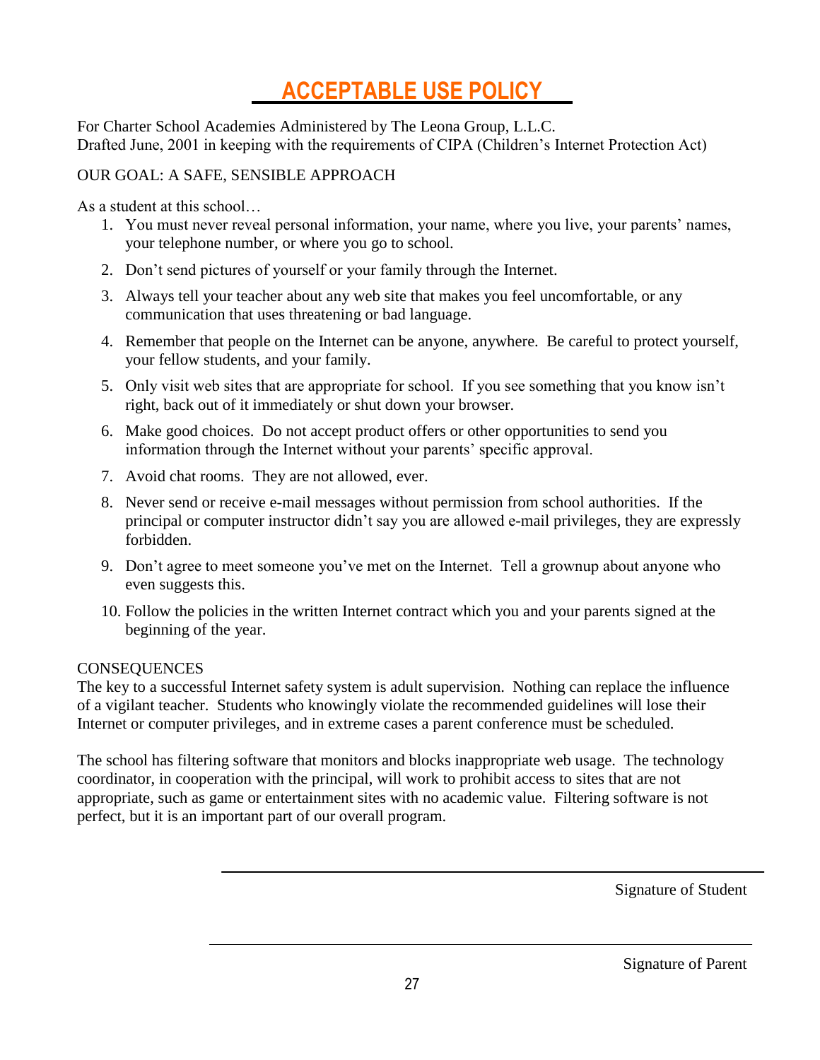# ACCEPTABLE USE POLICY

For Charter School Academies Administered by The Leona Group, L.L.C.
Drafted June, 2001 in keeping with the requirements of CIPA (Children's Internet Protection Act)

OUR GOAL: A SAFE, SENSIBLE APPROACH

As a student at this school…

1. You must never reveal personal information, your name, where you live, your parents' names, your telephone number, or where you go to school.
2. Don't send pictures of yourself or your family through the Internet.
3. Always tell your teacher about any web site that makes you feel uncomfortable, or any communication that uses threatening or bad language.
4. Remember that people on the Internet can be anyone, anywhere. Be careful to protect yourself, your fellow students, and your family.
5. Only visit web sites that are appropriate for school. If you see something that you know isn't right, back out of it immediately or shut down your browser.
6. Make good choices. Do not accept product offers or other opportunities to send you information through the Internet without your parents' specific approval.
7. Avoid chat rooms. They are not allowed, ever.
8. Never send or receive e-mail messages without permission from school authorities. If the principal or computer instructor didn't say you are allowed e-mail privileges, they are expressly forbidden.
9. Don't agree to meet someone you've met on the Internet. Tell a grownup about anyone who even suggests this.
10. Follow the policies in the written Internet contract which you and your parents signed at the beginning of the year.

CONSEQUENCES

The key to a successful Internet safety system is adult supervision. Nothing can replace the influence of a vigilant teacher. Students who knowingly violate the recommended guidelines will lose their Internet or computer privileges, and in extreme cases a parent conference must be scheduled.

The school has filtering software that monitors and blocks inappropriate web usage. The technology coordinator, in cooperation with the principal, will work to prohibit access to sites that are not appropriate, such as game or entertainment sites with no academic value. Filtering software is not perfect, but it is an important part of our overall program.

\_\_\_\_\_\_\_\_\_\_\_\_\_\_\_\_\_\_\_\_\_\_\_\_\_\_\_\_\_\_\_\_\_\_\_\_\_\_\_\_

Signature of Student

\_\_\_\_\_\_\_\_\_\_\_\_\_\_\_\_\_\_\_\_\_\_\_\_\_\_\_\_\_\_\_\_\_\_\_\_\_\_\_\_

Signature of Parent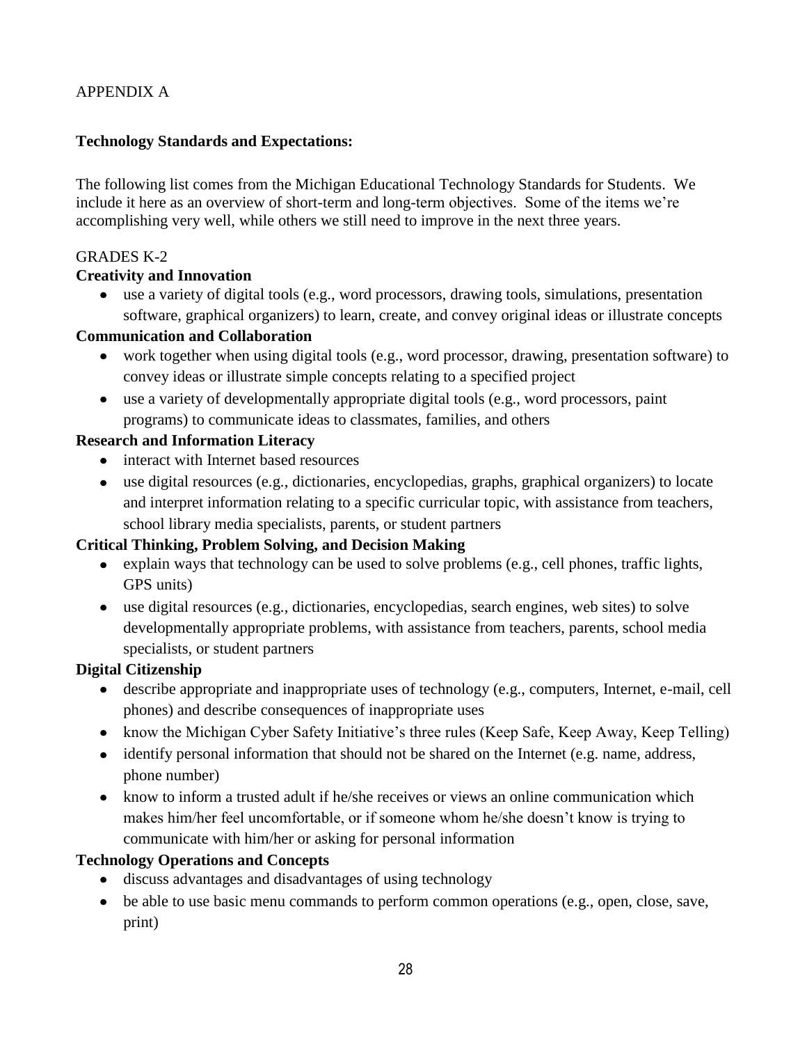APPENDIX A

**Technology Standards and Expectations:**

The following list comes from the Michigan Educational Technology Standards for Students. We include it here as an overview of short-term and long-term objectives. Some of the items we're accomplishing very well, while others we still need to improve in the next three years.

GRADES K-2

**Creativity and Innovation**

- use a variety of digital tools (e.g., word processors, drawing tools, simulations, presentation software, graphical organizers) to learn, create, and convey original ideas or illustrate concepts

**Communication and Collaboration**

- work together when using digital tools (e.g., word processor, drawing, presentation software) to convey ideas or illustrate simple concepts relating to a specified project
- use a variety of developmentally appropriate digital tools (e.g., word processors, paint programs) to communicate ideas to classmates, families, and others

**Research and Information Literacy**

- interact with Internet based resources
- use digital resources (e.g., dictionaries, encyclopedias, graphs, graphical organizers) to locate and interpret information relating to a specific curricular topic, with assistance from teachers, school library media specialists, parents, or student partners

**Critical Thinking, Problem Solving, and Decision Making**

- explain ways that technology can be used to solve problems (e.g., cell phones, traffic lights, GPS units)
- use digital resources (e.g., dictionaries, encyclopedias, search engines, web sites) to solve developmentally appropriate problems, with assistance from teachers, parents, school media specialists, or student partners

**Digital Citizenship**

- describe appropriate and inappropriate uses of technology (e.g., computers, Internet, e-mail, cell phones) and describe consequences of inappropriate uses
- know the Michigan Cyber Safety Initiative's three rules (Keep Safe, Keep Away, Keep Telling)
- identify personal information that should not be shared on the Internet (e.g. name, address, phone number)
- know to inform a trusted adult if he/she receives or views an online communication which makes him/her feel uncomfortable, or if someone whom he/she doesn't know is trying to communicate with him/her or asking for personal information

**Technology Operations and Concepts**

- discuss advantages and disadvantages of using technology
- be able to use basic menu commands to perform common operations (e.g., open, close, save, print)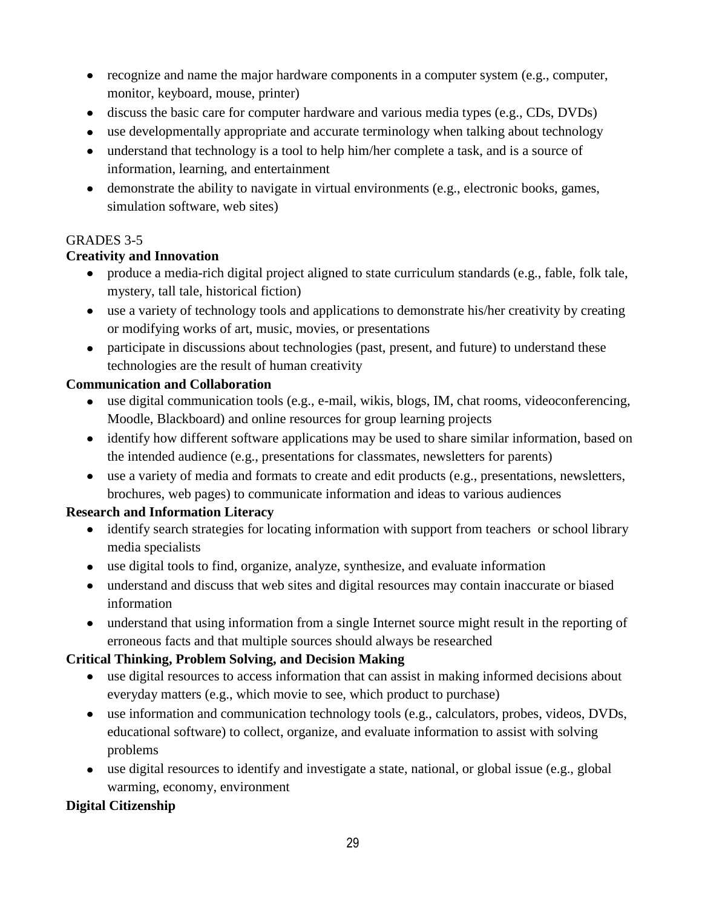- recognize and name the major hardware components in a computer system (e.g., computer, monitor, keyboard, mouse, printer)
- discuss the basic care for computer hardware and various media types (e.g., CDs, DVDs)
- use developmentally appropriate and accurate terminology when talking about technology
- understand that technology is a tool to help him/her complete a task, and is a source of information, learning, and entertainment
- demonstrate the ability to navigate in virtual environments (e.g., electronic books, games, simulation software, web sites)

GRADES 3-5

**Creativity and Innovation**

- produce a media-rich digital project aligned to state curriculum standards (e.g., fable, folk tale, mystery, tall tale, historical fiction)
- use a variety of technology tools and applications to demonstrate his/her creativity by creating or modifying works of art, music, movies, or presentations
- participate in discussions about technologies (past, present, and future) to understand these technologies are the result of human creativity

**Communication and Collaboration**

- use digital communication tools (e.g., e-mail, wikis, blogs, IM, chat rooms, videoconferencing, Moodle, Blackboard) and online resources for group learning projects
- identify how different software applications may be used to share similar information, based on the intended audience (e.g., presentations for classmates, newsletters for parents)
- use a variety of media and formats to create and edit products (e.g., presentations, newsletters, brochures, web pages) to communicate information and ideas to various audiences

**Research and Information Literacy**

- identify search strategies for locating information with support from teachers or school library media specialists
- use digital tools to find, organize, analyze, synthesize, and evaluate information
- understand and discuss that web sites and digital resources may contain inaccurate or biased information
- understand that using information from a single Internet source might result in the reporting of erroneous facts and that multiple sources should always be researched

**Critical Thinking, Problem Solving, and Decision Making**

- use digital resources to access information that can assist in making informed decisions about everyday matters (e.g., which movie to see, which product to purchase)
- use information and communication technology tools (e.g., calculators, probes, videos, DVDs, educational software) to collect, organize, and evaluate information to assist with solving problems
- use digital resources to identify and investigate a state, national, or global issue (e.g., global warming, economy, environment

**Digital Citizenship**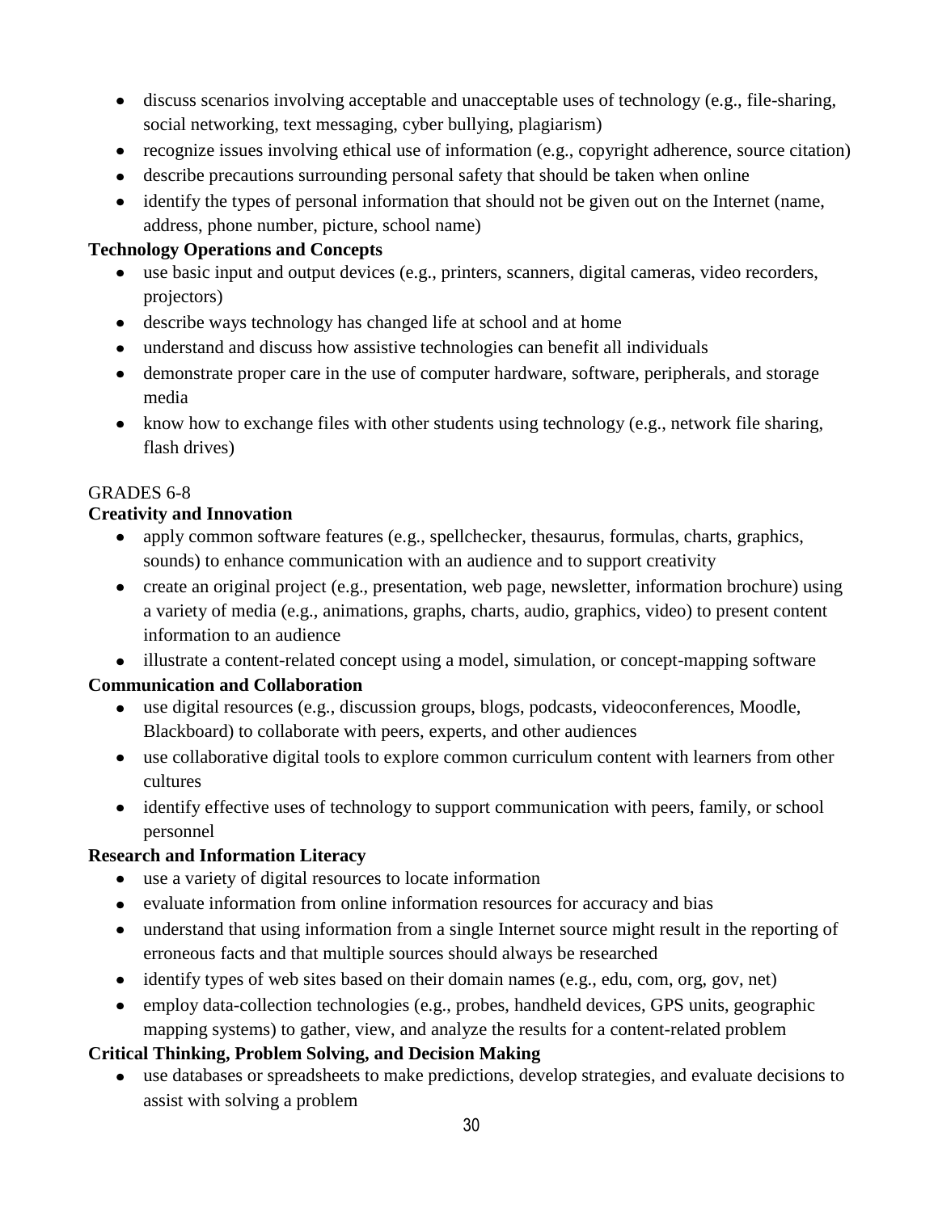- discuss scenarios involving acceptable and unacceptable uses of technology (e.g., file-sharing, social networking, text messaging, cyber bullying, plagiarism)
- recognize issues involving ethical use of information (e.g., copyright adherence, source citation)
- describe precautions surrounding personal safety that should be taken when online
- identify the types of personal information that should not be given out on the Internet (name, address, phone number, picture, school name)

**Technology Operations and Concepts**

- use basic input and output devices (e.g., printers, scanners, digital cameras, video recorders, projectors)
- describe ways technology has changed life at school and at home
- understand and discuss how assistive technologies can benefit all individuals
- demonstrate proper care in the use of computer hardware, software, peripherals, and storage media
- know how to exchange files with other students using technology (e.g., network file sharing, flash drives)

GRADES 6-8

**Creativity and Innovation**

- apply common software features (e.g., spellchecker, thesaurus, formulas, charts, graphics, sounds) to enhance communication with an audience and to support creativity
- create an original project (e.g., presentation, web page, newsletter, information brochure) using a variety of media (e.g., animations, graphs, charts, audio, graphics, video) to present content information to an audience
- illustrate a content-related concept using a model, simulation, or concept-mapping software

**Communication and Collaboration**

- use digital resources (e.g., discussion groups, blogs, podcasts, videoconferences, Moodle, Blackboard) to collaborate with peers, experts, and other audiences
- use collaborative digital tools to explore common curriculum content with learners from other cultures
- identify effective uses of technology to support communication with peers, family, or school personnel

**Research and Information Literacy**

- use a variety of digital resources to locate information
- evaluate information from online information resources for accuracy and bias
- understand that using information from a single Internet source might result in the reporting of erroneous facts and that multiple sources should always be researched
- identify types of web sites based on their domain names (e.g., edu, com, org, gov, net)
- employ data-collection technologies (e.g., probes, handheld devices, GPS units, geographic mapping systems) to gather, view, and analyze the results for a content-related problem

**Critical Thinking, Problem Solving, and Decision Making**

- use databases or spreadsheets to make predictions, develop strategies, and evaluate decisions to assist with solving a problem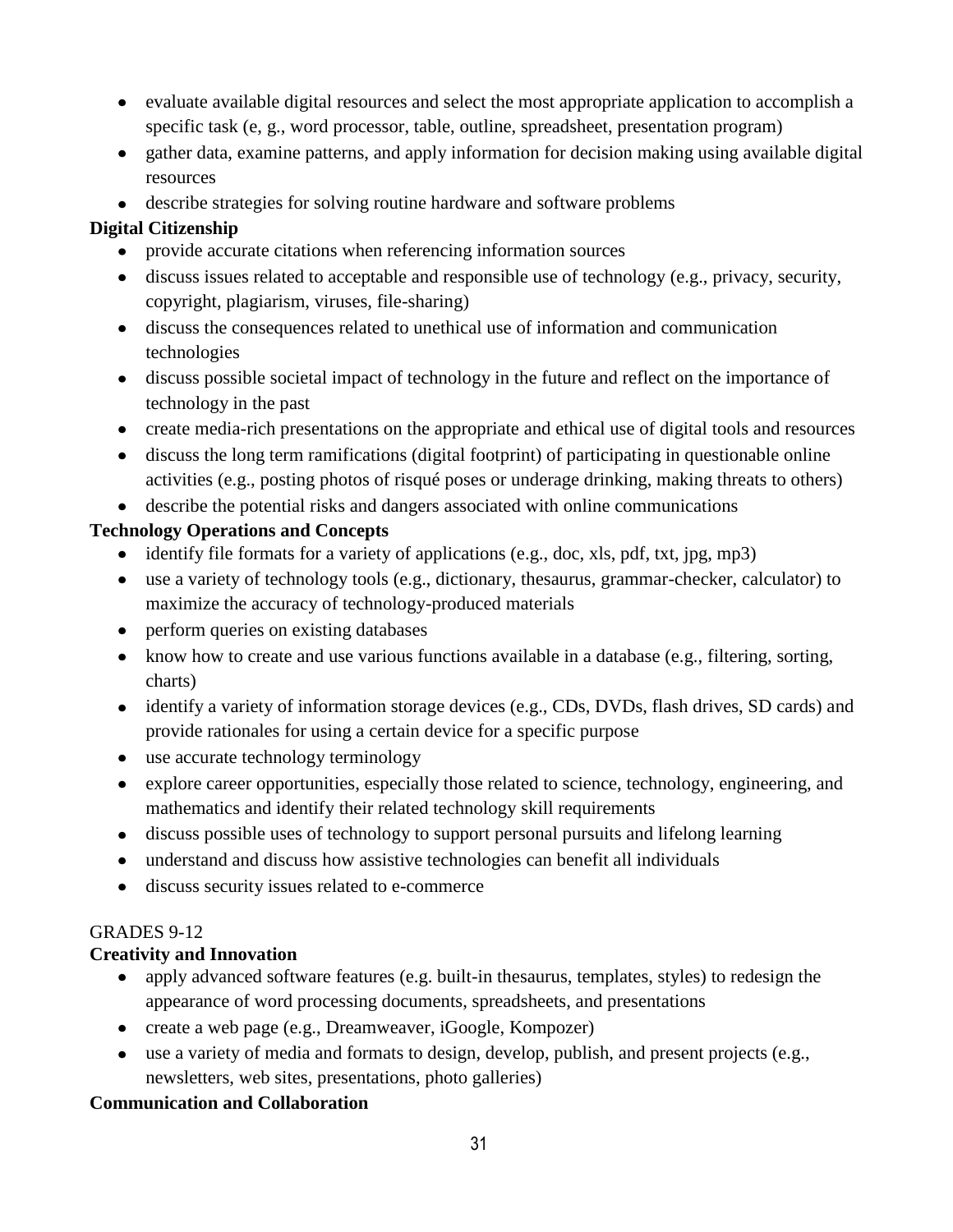- evaluate available digital resources and select the most appropriate application to accomplish a specific task (e, g., word processor, table, outline, spreadsheet, presentation program)
- gather data, examine patterns, and apply information for decision making using available digital resources
- describe strategies for solving routine hardware and software problems

**Digital Citizenship**

- provide accurate citations when referencing information sources
- discuss issues related to acceptable and responsible use of technology (e.g., privacy, security, copyright, plagiarism, viruses, file-sharing)
- discuss the consequences related to unethical use of information and communication technologies
- discuss possible societal impact of technology in the future and reflect on the importance of technology in the past
- create media-rich presentations on the appropriate and ethical use of digital tools and resources
- discuss the long term ramifications (digital footprint) of participating in questionable online activities (e.g., posting photos of risqué poses or underage drinking, making threats to others)
- describe the potential risks and dangers associated with online communications

**Technology Operations and Concepts**

- identify file formats for a variety of applications (e.g., doc, xls, pdf, txt, jpg, mp3)
- use a variety of technology tools (e.g., dictionary, thesaurus, grammar-checker, calculator) to maximize the accuracy of technology-produced materials
- perform queries on existing databases
- know how to create and use various functions available in a database (e.g., filtering, sorting, charts)
- identify a variety of information storage devices (e.g., CDs, DVDs, flash drives, SD cards) and provide rationales for using a certain device for a specific purpose
- use accurate technology terminology
- explore career opportunities, especially those related to science, technology, engineering, and mathematics and identify their related technology skill requirements
- discuss possible uses of technology to support personal pursuits and lifelong learning
- understand and discuss how assistive technologies can benefit all individuals
- discuss security issues related to e-commerce

GRADES 9-12

**Creativity and Innovation**

- apply advanced software features (e.g. built-in thesaurus, templates, styles) to redesign the appearance of word processing documents, spreadsheets, and presentations
- create a web page (e.g., Dreamweaver, iGoogle, Kompozer)
- use a variety of media and formats to design, develop, publish, and present projects (e.g., newsletters, web sites, presentations, photo galleries)

**Communication and Collaboration**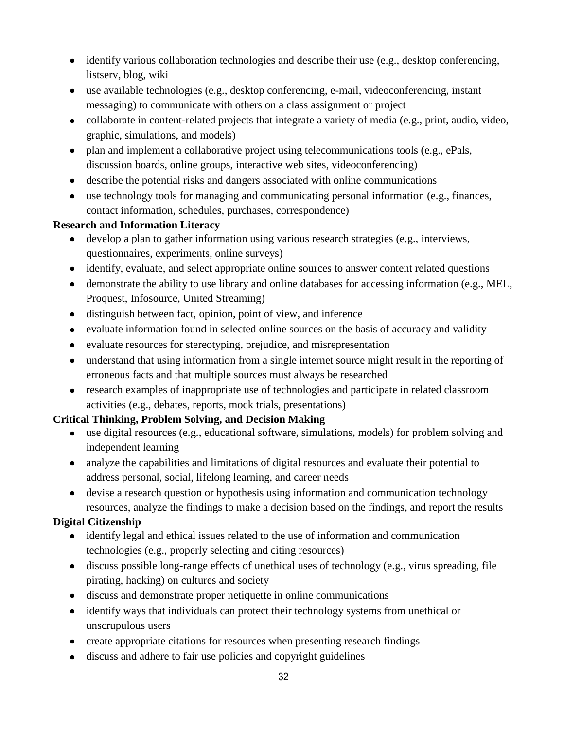- identify various collaboration technologies and describe their use (e.g., desktop conferencing, listserv, blog, wiki
- use available technologies (e.g., desktop conferencing, e-mail, videoconferencing, instant messaging) to communicate with others on a class assignment or project
- collaborate in content-related projects that integrate a variety of media (e.g., print, audio, video, graphic, simulations, and models)
- plan and implement a collaborative project using telecommunications tools (e.g., ePals, discussion boards, online groups, interactive web sites, videoconferencing)
- describe the potential risks and dangers associated with online communications
- use technology tools for managing and communicating personal information (e.g., finances, contact information, schedules, purchases, correspondence)

**Research and Information Literacy**

- develop a plan to gather information using various research strategies (e.g., interviews, questionnaires, experiments, online surveys)
- identify, evaluate, and select appropriate online sources to answer content related questions
- demonstrate the ability to use library and online databases for accessing information (e.g., MEL, Proquest, Infosource, United Streaming)
- distinguish between fact, opinion, point of view, and inference
- evaluate information found in selected online sources on the basis of accuracy and validity
- evaluate resources for stereotyping, prejudice, and misrepresentation
- understand that using information from a single internet source might result in the reporting of erroneous facts and that multiple sources must always be researched
- research examples of inappropriate use of technologies and participate in related classroom activities (e.g., debates, reports, mock trials, presentations)

**Critical Thinking, Problem Solving, and Decision Making**

- use digital resources (e.g., educational software, simulations, models) for problem solving and independent learning
- analyze the capabilities and limitations of digital resources and evaluate their potential to address personal, social, lifelong learning, and career needs
- devise a research question or hypothesis using information and communication technology resources, analyze the findings to make a decision based on the findings, and report the results

**Digital Citizenship**

- identify legal and ethical issues related to the use of information and communication technologies (e.g., properly selecting and citing resources)
- discuss possible long-range effects of unethical uses of technology (e.g., virus spreading, file pirating, hacking) on cultures and society
- discuss and demonstrate proper netiquette in online communications
- identify ways that individuals can protect their technology systems from unethical or unscrupulous users
- create appropriate citations for resources when presenting research findings
- discuss and adhere to fair use policies and copyright guidelines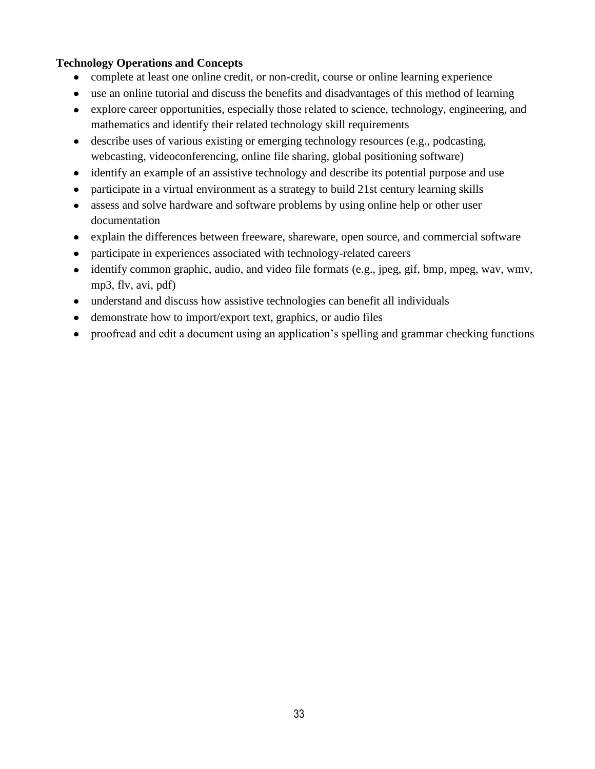**Technology Operations and Concepts**

- complete at least one online credit, or non-credit, course or online learning experience
- use an online tutorial and discuss the benefits and disadvantages of this method of learning
- explore career opportunities, especially those related to science, technology, engineering, and mathematics and identify their related technology skill requirements
- describe uses of various existing or emerging technology resources (e.g., podcasting, webcasting, videoconferencing, online file sharing, global positioning software)
- identify an example of an assistive technology and describe its potential purpose and use
- participate in a virtual environment as a strategy to build 21st century learning skills
- assess and solve hardware and software problems by using online help or other user documentation
- explain the differences between freeware, shareware, open source, and commercial software
- participate in experiences associated with technology-related careers
- identify common graphic, audio, and video file formats (e.g., jpeg, gif, bmp, mpeg, wav, wmv, mp3, flv, avi, pdf)
- understand and discuss how assistive technologies can benefit all individuals
- demonstrate how to import/export text, graphics, or audio files
- proofread and edit a document using an application's spelling and grammar checking functions